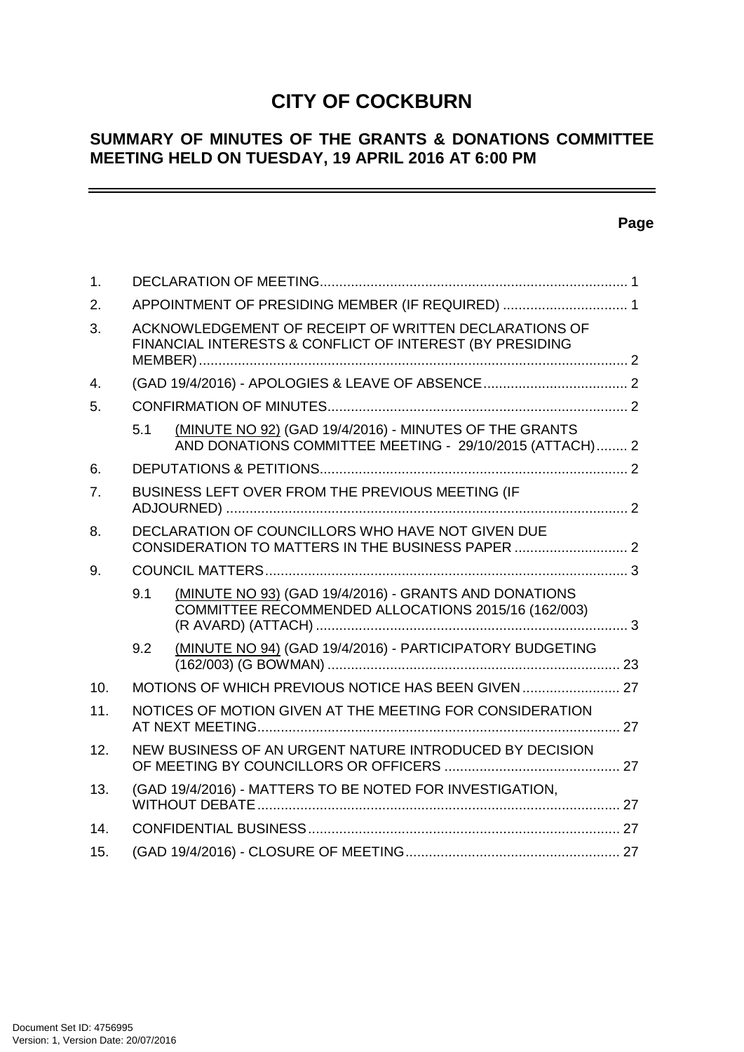# CITY OF COCKBURN

## SUMMARY OF MINUTES OF THE GRANTS & DONATIONS COMMITTEE MEETING HELD ON TUESDAY, 19 APRIL 2016 AT 6:00 PM

| | | Page |
|---|---|---|
| 1. | DECLARATION OF MEETING | 1 |
| 2. | APPOINTMENT OF PRESIDING MEMBER (IF REQUIRED) | 1 |
| 3. | ACKNOWLEDGEMENT OF RECEIPT OF WRITTEN DECLARATIONS OF FINANCIAL INTERESTS & CONFLICT OF INTEREST (BY PRESIDING MEMBER) | 2 |
| 4. | (GAD 19/4/2016) - APOLOGIES & LEAVE OF ABSENCE | 2 |
| 5. | CONFIRMATION OF MINUTES | 2 |
| 5.1 | (MINUTE NO 92) (GAD 19/4/2016) - MINUTES OF THE GRANTS AND DONATIONS COMMITTEE MEETING - 29/10/2015 (ATTACH) | 2 |
| 6. | DEPUTATIONS & PETITIONS | 2 |
| 7. | BUSINESS LEFT OVER FROM THE PREVIOUS MEETING (IF ADJOURNED) | 2 |
| 8. | DECLARATION OF COUNCILLORS WHO HAVE NOT GIVEN DUE CONSIDERATION TO MATTERS IN THE BUSINESS PAPER | 2 |
| 9. | COUNCIL MATTERS | 3 |
| 9.1 | (MINUTE NO 93) (GAD 19/4/2016) - GRANTS AND DONATIONS COMMITTEE RECOMMENDED ALLOCATIONS 2015/16 (162/003) (R AVARD) (ATTACH) | 3 |
| 9.2 | (MINUTE NO 94) (GAD 19/4/2016) - PARTICIPATORY BUDGETING (162/003) (G BOWMAN) | 23 |
| 10. | MOTIONS OF WHICH PREVIOUS NOTICE HAS BEEN GIVEN | 27 |
| 11. | NOTICES OF MOTION GIVEN AT THE MEETING FOR CONSIDERATION AT NEXT MEETING | 27 |
| 12. | NEW BUSINESS OF AN URGENT NATURE INTRODUCED BY DECISION OF MEETING BY COUNCILLORS OR OFFICERS | 27 |
| 13. | (GAD 19/4/2016) - MATTERS TO BE NOTED FOR INVESTIGATION, WITHOUT DEBATE | 27 |
| 14. | CONFIDENTIAL BUSINESS | 27 |
| 15. | (GAD 19/4/2016) - CLOSURE OF MEETING | 27 |

Document Set ID: 4756995
Version: 1, Version Date: 20/07/2016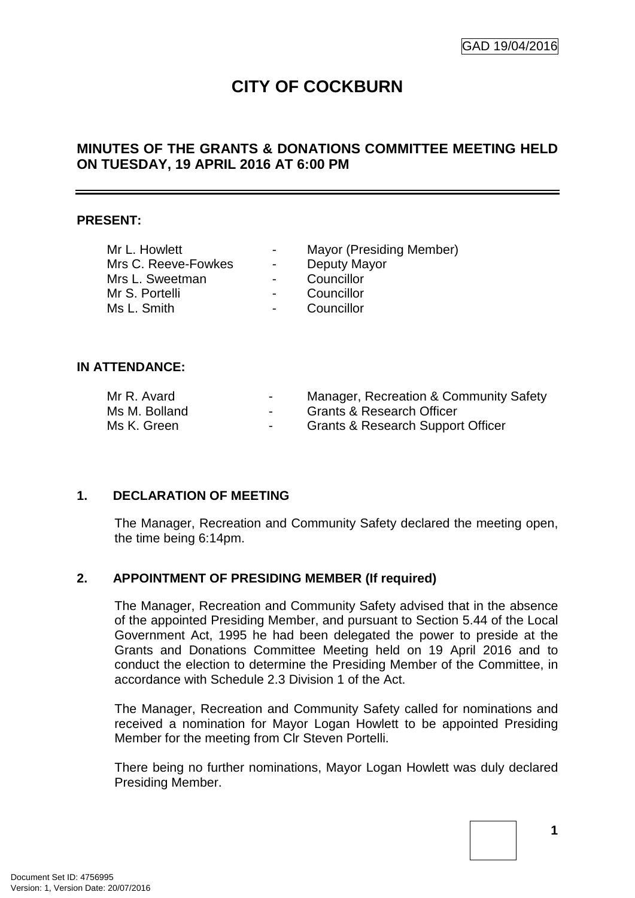# CITY OF COCKBURN

## MINUTES OF THE GRANTS & DONATIONS COMMITTEE MEETING HELD ON TUESDAY, 19 APRIL 2016 AT 6:00 PM

---

**PRESENT:**

| | | |
|---|---|---|
| Mr L. Howlett | - | Mayor (Presiding Member) |
| Mrs C. Reeve-Fowkes | - | Deputy Mayor |
| Mrs L. Sweetman | - | Councillor |
| Mr S. Portelli | - | Councillor |
| Ms L. Smith | - | Councillor |

**IN ATTENDANCE:**

| | | |
|---|---|---|
| Mr R. Avard | - | Manager, Recreation & Community Safety |
| Ms M. Bolland | - | Grants & Research Officer |
| Ms K. Green | - | Grants & Research Support Officer |

### 1. DECLARATION OF MEETING

The Manager, Recreation and Community Safety declared the meeting open, the time being 6:14pm.

### 2. APPOINTMENT OF PRESIDING MEMBER (If required)

The Manager, Recreation and Community Safety advised that in the absence of the appointed Presiding Member, and pursuant to Section 5.44 of the Local Government Act, 1995 he had been delegated the power to preside at the Grants and Donations Committee Meeting held on 19 April 2016 and to conduct the election to determine the Presiding Member of the Committee, in accordance with Schedule 2.3 Division 1 of the Act.

The Manager, Recreation and Community Safety called for nominations and received a nomination for Mayor Logan Howlett to be appointed Presiding Member for the meeting from Clr Steven Portelli.

There being no further nominations, Mayor Logan Howlett was duly declared Presiding Member.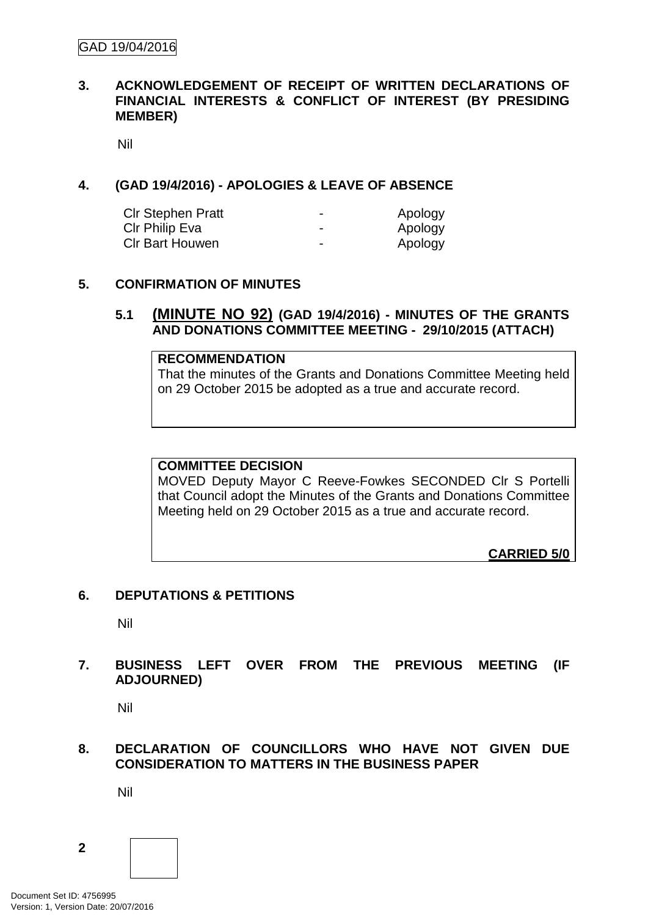## 3. ACKNOWLEDGEMENT OF RECEIPT OF WRITTEN DECLARATIONS OF FINANCIAL INTERESTS & CONFLICT OF INTEREST (BY PRESIDING MEMBER)

Nil

## 4. (GAD 19/4/2016) - APOLOGIES & LEAVE OF ABSENCE

| | | |
|---|---|---|
| Clr Stephen Pratt | - | Apology |
| Clr Philip Eva | - | Apology |
| Clr Bart Houwen | - | Apology |

## 5. CONFIRMATION OF MINUTES

### 5.1 (MINUTE NO 92) (GAD 19/4/2016) - MINUTES OF THE GRANTS AND DONATIONS COMMITTEE MEETING - 29/10/2015 (ATTACH)

**RECOMMENDATION**

That the minutes of the Grants and Donations Committee Meeting held on 29 October 2015 be adopted as a true and accurate record.

**COMMITTEE DECISION**

MOVED Deputy Mayor C Reeve-Fowkes SECONDED Clr S Portelli that Council adopt the Minutes of the Grants and Donations Committee Meeting held on 29 October 2015 as a true and accurate record.

**CARRIED 5/0**

## 6. DEPUTATIONS & PETITIONS

Nil

## 7. BUSINESS LEFT OVER FROM THE PREVIOUS MEETING (IF ADJOURNED)

Nil

## 8. DECLARATION OF COUNCILLORS WHO HAVE NOT GIVEN DUE CONSIDERATION TO MATTERS IN THE BUSINESS PAPER

Nil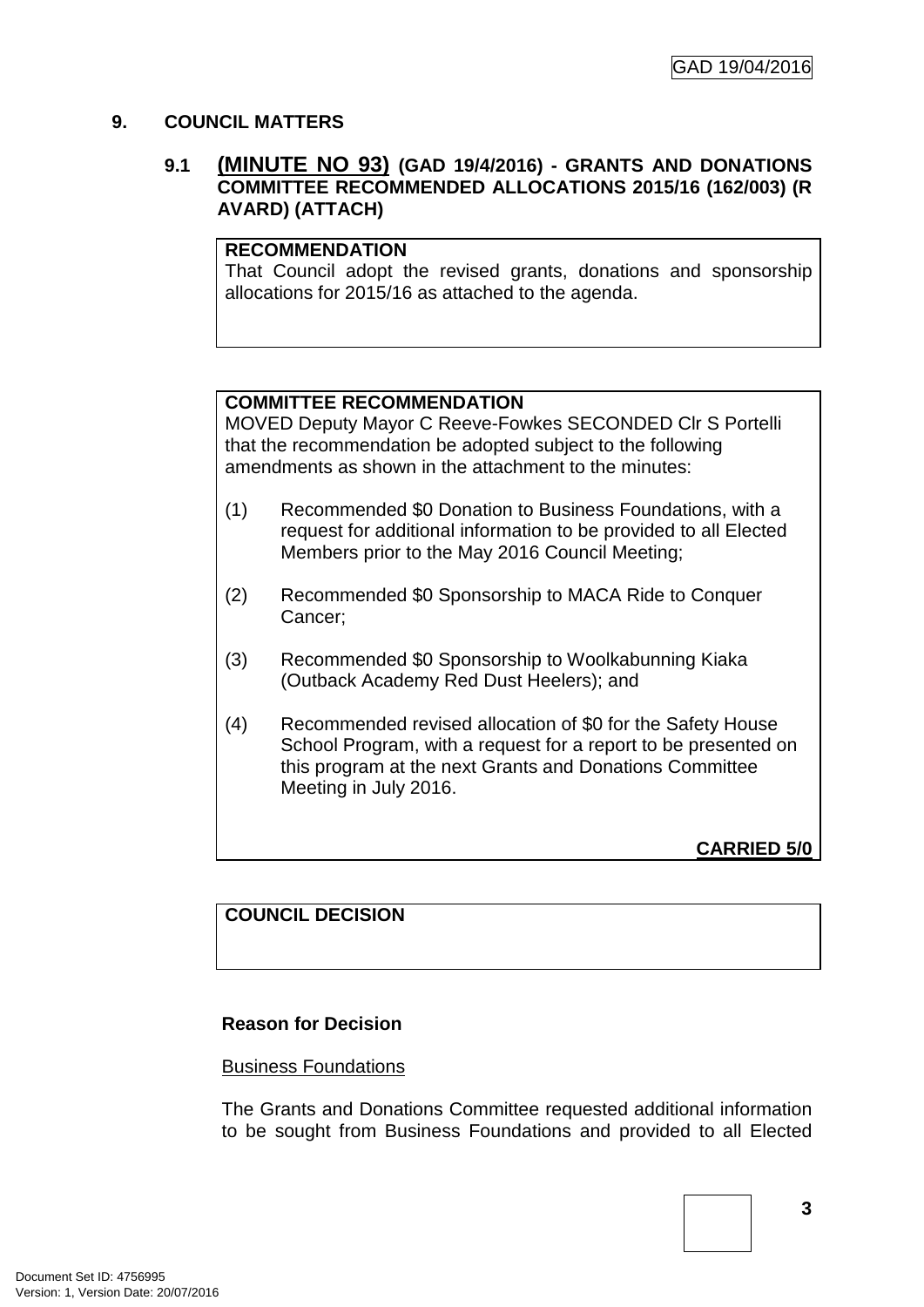## 9. COUNCIL MATTERS

### 9.1 (MINUTE NO 93) (GAD 19/4/2016) - GRANTS AND DONATIONS COMMITTEE RECOMMENDED ALLOCATIONS 2015/16 (162/003) (R AVARD) (ATTACH)

**RECOMMENDATION**
That Council adopt the revised grants, donations and sponsorship allocations for 2015/16 as attached to the agenda.

**COMMITTEE RECOMMENDATION**
MOVED Deputy Mayor C Reeve-Fowkes SECONDED Clr S Portelli that the recommendation be adopted subject to the following amendments as shown in the attachment to the minutes:

(1) Recommended $0 Donation to Business Foundations, with a request for additional information to be provided to all Elected Members prior to the May 2016 Council Meeting;

(2) Recommended $0 Sponsorship to MACA Ride to Conquer Cancer;

(3) Recommended $0 Sponsorship to Woolkabunning Kiaka (Outback Academy Red Dust Heelers); and

(4) Recommended revised allocation of $0 for the Safety House School Program, with a request for a report to be presented on this program at the next Grants and Donations Committee Meeting in July 2016.

**CARRIED 5/0**

**COUNCIL DECISION**

**Reason for Decision**

Business Foundations

The Grants and Donations Committee requested additional information to be sought from Business Foundations and provided to all Elected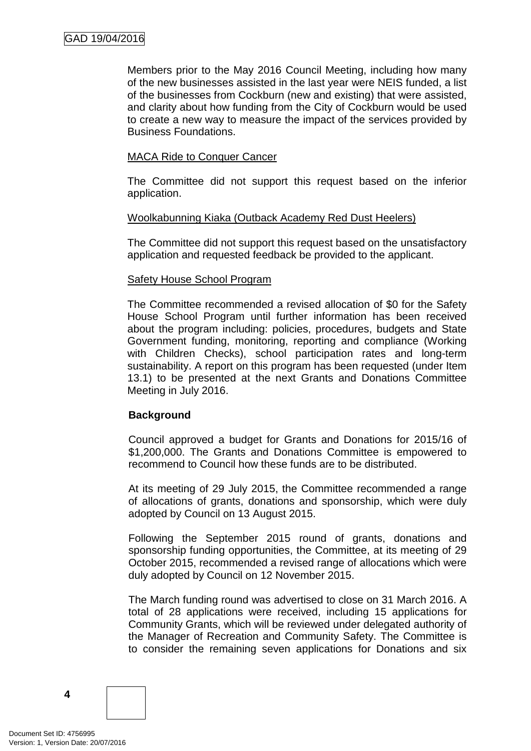Members prior to the May 2016 Council Meeting, including how many of the new businesses assisted in the last year were NEIS funded, a list of the businesses from Cockburn (new and existing) that were assisted, and clarity about how funding from the City of Cockburn would be used to create a new way to measure the impact of the services provided by Business Foundations.

MACA Ride to Conquer Cancer

The Committee did not support this request based on the inferior application.

Woolkabunning Kiaka (Outback Academy Red Dust Heelers)

The Committee did not support this request based on the unsatisfactory application and requested feedback be provided to the applicant.

Safety House School Program

The Committee recommended a revised allocation of $0 for the Safety House School Program until further information has been received about the program including: policies, procedures, budgets and State Government funding, monitoring, reporting and compliance (Working with Children Checks), school participation rates and long-term sustainability. A report on this program has been requested (under Item 13.1) to be presented at the next Grants and Donations Committee Meeting in July 2016.

**Background**

Council approved a budget for Grants and Donations for 2015/16 of $1,200,000. The Grants and Donations Committee is empowered to recommend to Council how these funds are to be distributed.

At its meeting of 29 July 2015, the Committee recommended a range of allocations of grants, donations and sponsorship, which were duly adopted by Council on 13 August 2015.

Following the September 2015 round of grants, donations and sponsorship funding opportunities, the Committee, at its meeting of 29 October 2015, recommended a revised range of allocations which were duly adopted by Council on 12 November 2015.

The March funding round was advertised to close on 31 March 2016. A total of 28 applications were received, including 15 applications for Community Grants, which will be reviewed under delegated authority of the Manager of Recreation and Community Safety. The Committee is to consider the remaining seven applications for Donations and six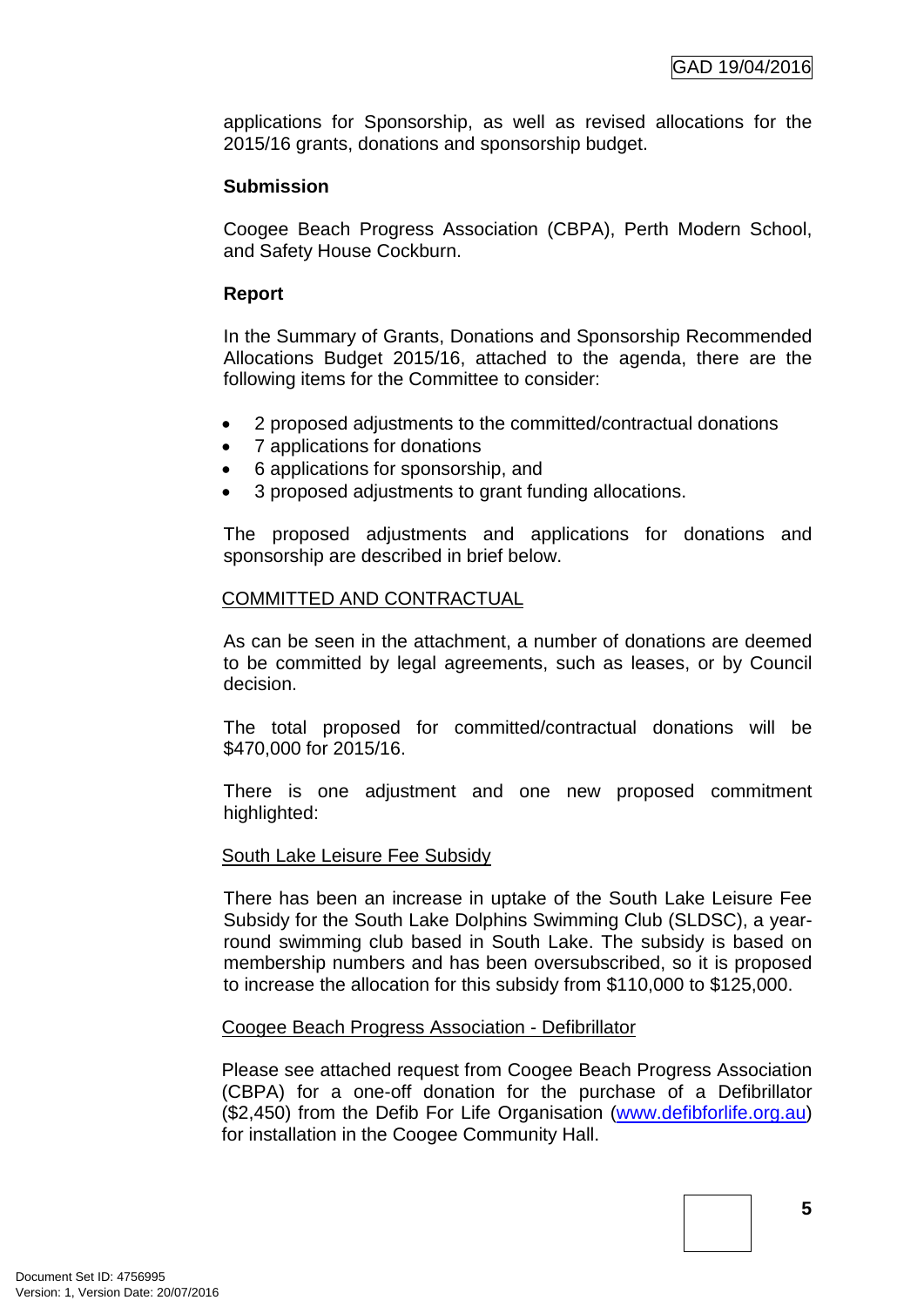applications for Sponsorship, as well as revised allocations for the 2015/16 grants, donations and sponsorship budget.

**Submission**

Coogee Beach Progress Association (CBPA), Perth Modern School, and Safety House Cockburn.

**Report**

In the Summary of Grants, Donations and Sponsorship Recommended Allocations Budget 2015/16, attached to the agenda, there are the following items for the Committee to consider:

- 2 proposed adjustments to the committed/contractual donations
- 7 applications for donations
- 6 applications for sponsorship, and
- 3 proposed adjustments to grant funding allocations.

The proposed adjustments and applications for donations and sponsorship are described in brief below.

COMMITTED AND CONTRACTUAL

As can be seen in the attachment, a number of donations are deemed to be committed by legal agreements, such as leases, or by Council decision.

The total proposed for committed/contractual donations will be $470,000 for 2015/16.

There is one adjustment and one new proposed commitment highlighted:

South Lake Leisure Fee Subsidy

There has been an increase in uptake of the South Lake Leisure Fee Subsidy for the South Lake Dolphins Swimming Club (SLDSC), a year-round swimming club based in South Lake. The subsidy is based on membership numbers and has been oversubscribed, so it is proposed to increase the allocation for this subsidy from $110,000 to $125,000.

Coogee Beach Progress Association - Defibrillator

Please see attached request from Coogee Beach Progress Association (CBPA) for a one-off donation for the purchase of a Defibrillator ($2,450) from the Defib For Life Organisation (www.defibforlife.org.au) for installation in the Coogee Community Hall.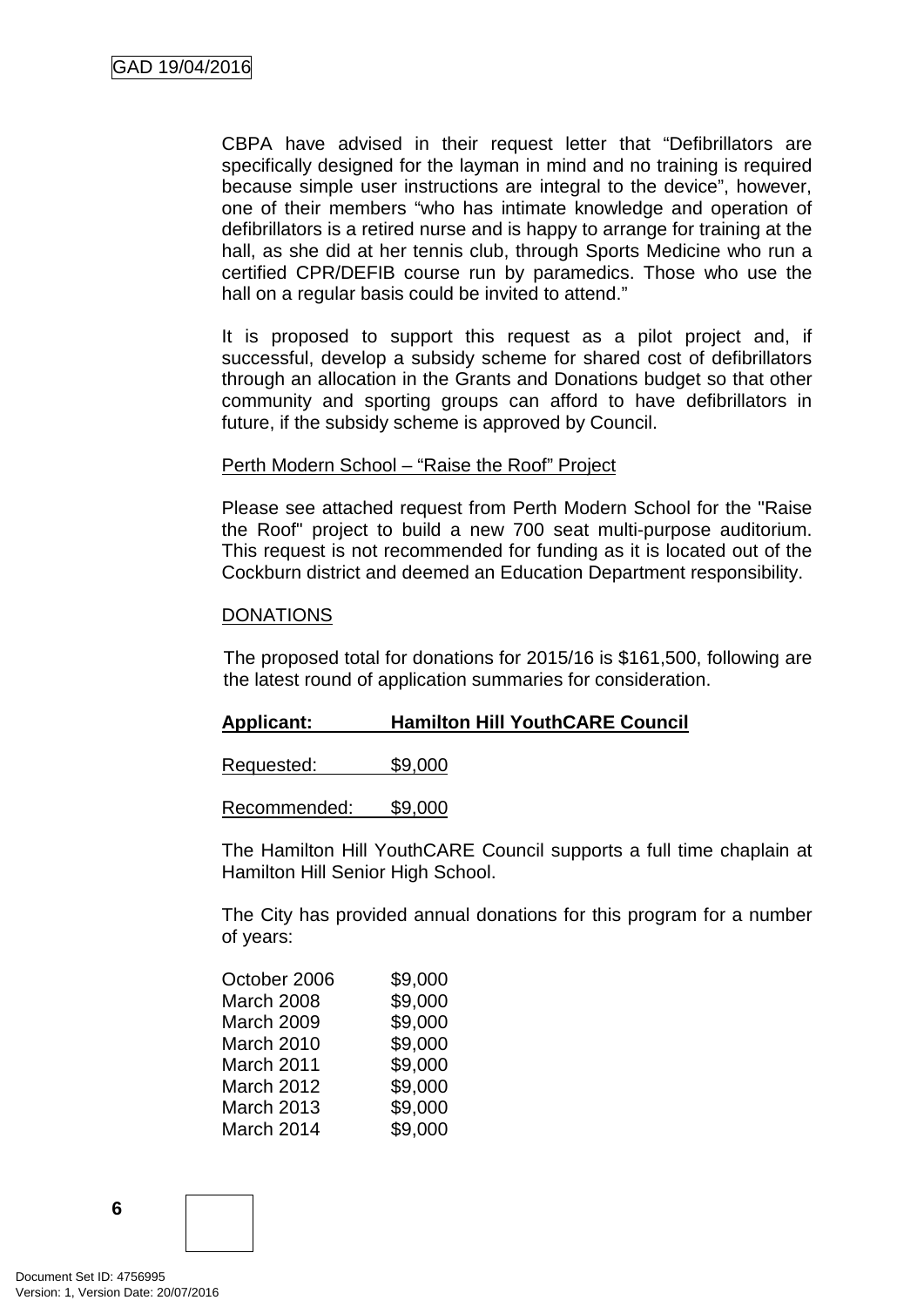CBPA have advised in their request letter that "Defibrillators are specifically designed for the layman in mind and no training is required because simple user instructions are integral to the device", however, one of their members "who has intimate knowledge and operation of defibrillators is a retired nurse and is happy to arrange for training at the hall, as she did at her tennis club, through Sports Medicine who run a certified CPR/DEFIB course run by paramedics. Those who use the hall on a regular basis could be invited to attend."

It is proposed to support this request as a pilot project and, if successful, develop a subsidy scheme for shared cost of defibrillators through an allocation in the Grants and Donations budget so that other community and sporting groups can afford to have defibrillators in future, if the subsidy scheme is approved by Council.

<u>Perth Modern School – "Raise the Roof" Project</u>

Please see attached request from Perth Modern School for the "Raise the Roof" project to build a new 700 seat multi-purpose auditorium. This request is not recommended for funding as it is located out of the Cockburn district and deemed an Education Department responsibility.

<u>DONATIONS</u>

The proposed total for donations for 2015/16 is $161,500, following are the latest round of application summaries for consideration.

**<u>Applicant: Hamilton Hill YouthCARE Council</u>**

<u>Requested: $9,000</u>

<u>Recommended: $9,000</u>

The Hamilton Hill YouthCARE Council supports a full time chaplain at Hamilton Hill Senior High School.

The City has provided annual donations for this program for a number of years:

| | |
|---|---|
| October 2006 | $9,000 |
| March 2008 | $9,000 |
| March 2009 | $9,000 |
| March 2010 | $9,000 |
| March 2011 | $9,000 |
| March 2012 | $9,000 |
| March 2013 | $9,000 |
| March 2014 | $9,000 |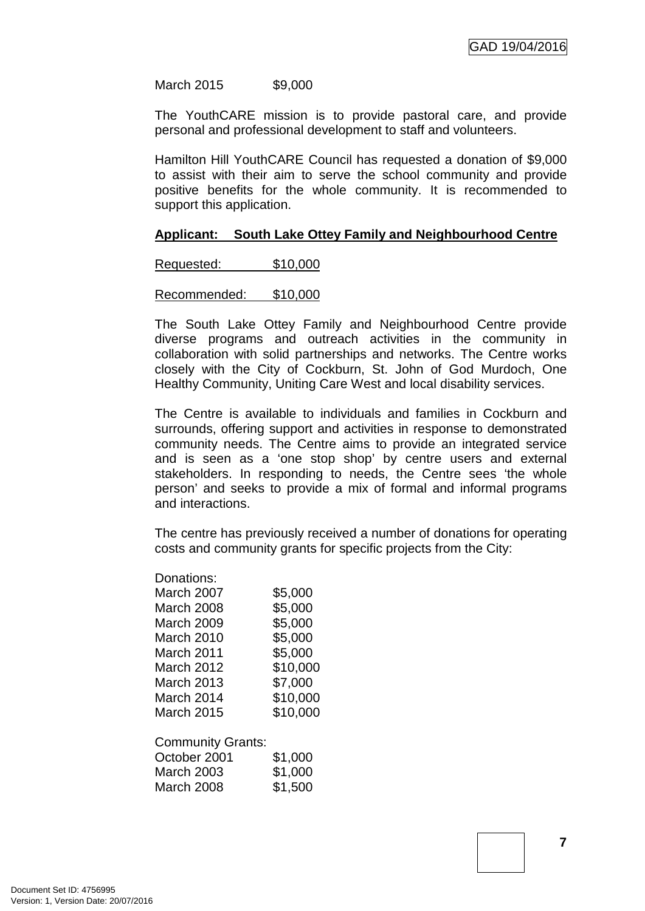March 2015 $9,000

The YouthCARE mission is to provide pastoral care, and provide personal and professional development to staff and volunteers.

Hamilton Hill YouthCARE Council has requested a donation of $9,000 to assist with their aim to serve the school community and provide positive benefits for the whole community. It is recommended to support this application.

**Applicant: South Lake Ottey Family and Neighbourhood Centre**

Requested: $10,000

Recommended: $10,000

The South Lake Ottey Family and Neighbourhood Centre provide diverse programs and outreach activities in the community in collaboration with solid partnerships and networks. The Centre works closely with the City of Cockburn, St. John of God Murdoch, One Healthy Community, Uniting Care West and local disability services.

The Centre is available to individuals and families in Cockburn and surrounds, offering support and activities in response to demonstrated community needs. The Centre aims to provide an integrated service and is seen as a 'one stop shop' by centre users and external stakeholders. In responding to needs, the Centre sees 'the whole person' and seeks to provide a mix of formal and informal programs and interactions.

The centre has previously received a number of donations for operating costs and community grants for specific projects from the City:

Donations:

| | |
|---|---|
| March 2007 | $5,000 |
| March 2008 | $5,000 |
| March 2009 | $5,000 |
| March 2010 | $5,000 |
| March 2011 | $5,000 |
| March 2012 | $10,000 |
| March 2013 | $7,000 |
| March 2014 | $10,000 |
| March 2015 | $10,000 |

Community Grants:

| | |
|---|---|
| October 2001 | $1,000 |
| March 2003 | $1,000 |
| March 2008 | $1,500 |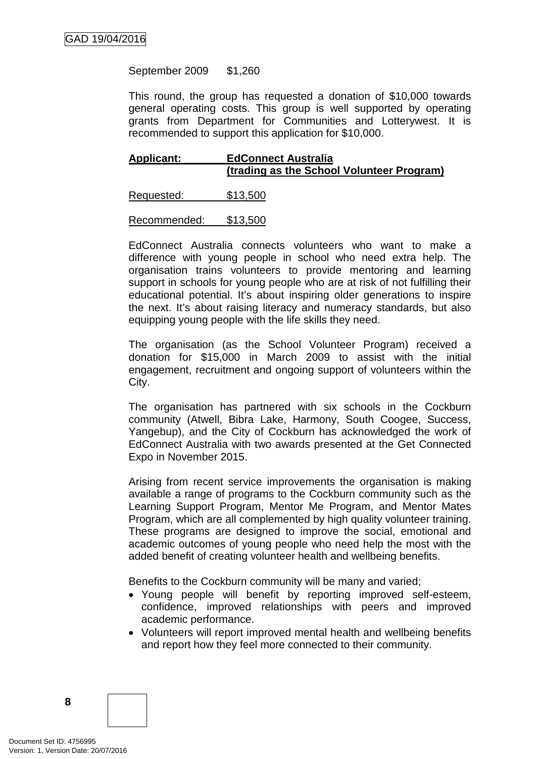September 2009 $1,260

This round, the group has requested a donation of $10,000 towards general operating costs. This group is well supported by operating grants from Department for Communities and Lotterywest. It is recommended to support this application for $10,000.

**Applicant: EdConnect Australia (trading as the School Volunteer Program)**

Requested: $13,500

Recommended: $13,500

EdConnect Australia connects volunteers who want to make a difference with young people in school who need extra help. The organisation trains volunteers to provide mentoring and learning support in schools for young people who are at risk of not fulfilling their educational potential. It's about inspiring older generations to inspire the next. It's about raising literacy and numeracy standards, but also equipping young people with the life skills they need.

The organisation (as the School Volunteer Program) received a donation for $15,000 in March 2009 to assist with the initial engagement, recruitment and ongoing support of volunteers within the City.

The organisation has partnered with six schools in the Cockburn community (Atwell, Bibra Lake, Harmony, South Coogee, Success, Yangebup), and the City of Cockburn has acknowledged the work of EdConnect Australia with two awards presented at the Get Connected Expo in November 2015.

Arising from recent service improvements the organisation is making available a range of programs to the Cockburn community such as the Learning Support Program, Mentor Me Program, and Mentor Mates Program, which are all complemented by high quality volunteer training. These programs are designed to improve the social, emotional and academic outcomes of young people who need help the most with the added benefit of creating volunteer health and wellbeing benefits.

Benefits to the Cockburn community will be many and varied;

- Young people will benefit by reporting improved self-esteem, confidence, improved relationships with peers and improved academic performance.
- Volunteers will report improved mental health and wellbeing benefits and report how they feel more connected to their community.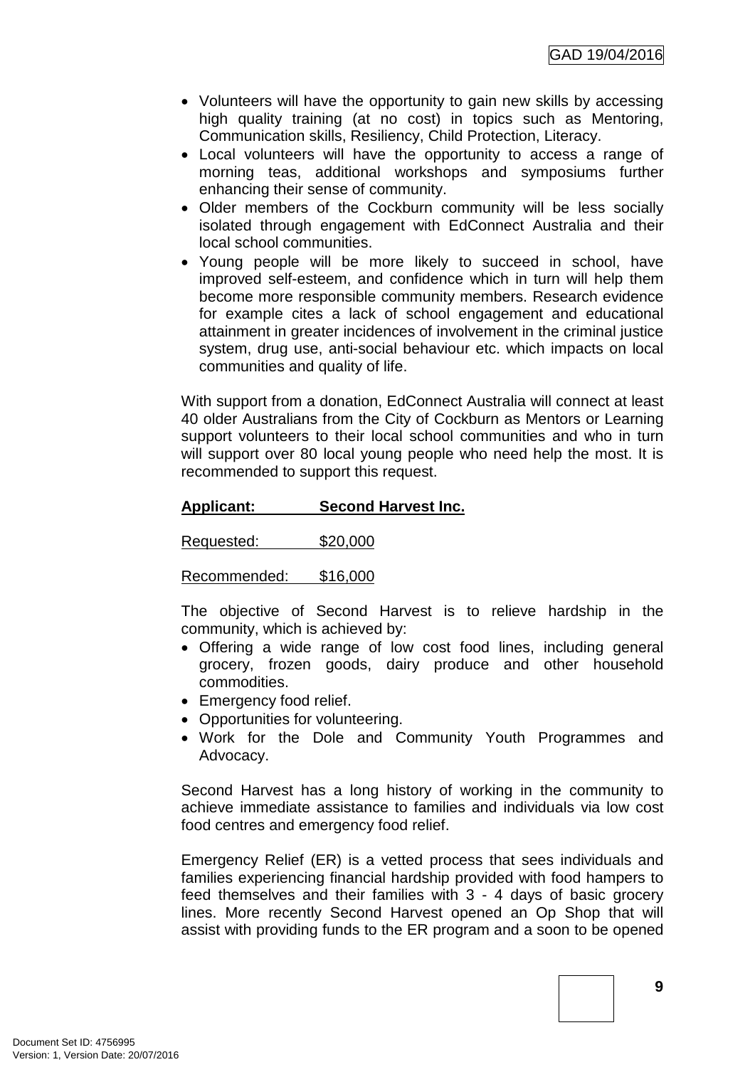- Volunteers will have the opportunity to gain new skills by accessing high quality training (at no cost) in topics such as Mentoring, Communication skills, Resiliency, Child Protection, Literacy.
- Local volunteers will have the opportunity to access a range of morning teas, additional workshops and symposiums further enhancing their sense of community.
- Older members of the Cockburn community will be less socially isolated through engagement with EdConnect Australia and their local school communities.
- Young people will be more likely to succeed in school, have improved self-esteem, and confidence which in turn will help them become more responsible community members. Research evidence for example cites a lack of school engagement and educational attainment in greater incidences of involvement in the criminal justice system, drug use, anti-social behaviour etc. which impacts on local communities and quality of life.

With support from a donation, EdConnect Australia will connect at least 40 older Australians from the City of Cockburn as Mentors or Learning support volunteers to their local school communities and who in turn will support over 80 local young people who need help the most. It is recommended to support this request.

**Applicant: Second Harvest Inc.**

Requested: $20,000

Recommended: $16,000

The objective of Second Harvest is to relieve hardship in the community, which is achieved by:

- Offering a wide range of low cost food lines, including general grocery, frozen goods, dairy produce and other household commodities.
- Emergency food relief.
- Opportunities for volunteering.
- Work for the Dole and Community Youth Programmes and Advocacy.

Second Harvest has a long history of working in the community to achieve immediate assistance to families and individuals via low cost food centres and emergency food relief.

Emergency Relief (ER) is a vetted process that sees individuals and families experiencing financial hardship provided with food hampers to feed themselves and their families with 3 - 4 days of basic grocery lines. More recently Second Harvest opened an Op Shop that will assist with providing funds to the ER program and a soon to be opened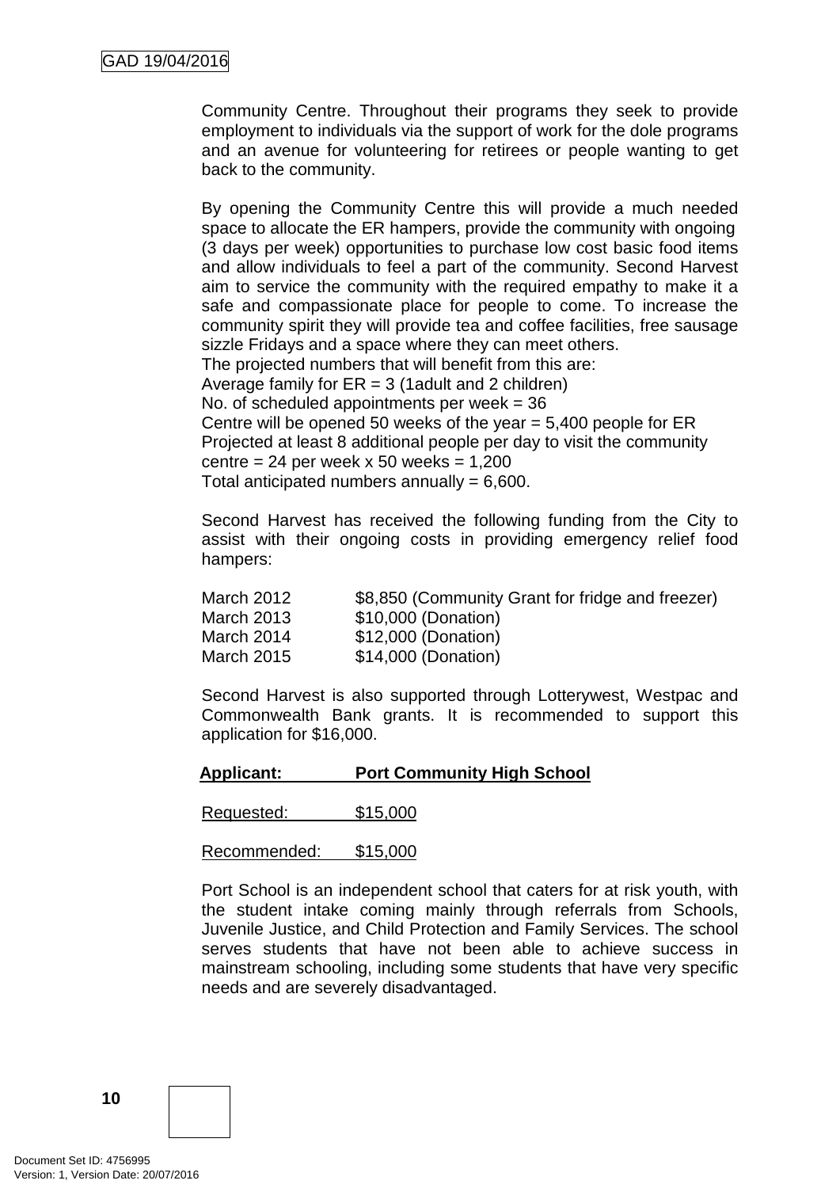Community Centre. Throughout their programs they seek to provide employment to individuals via the support of work for the dole programs and an avenue for volunteering for retirees or people wanting to get back to the community.

By opening the Community Centre this will provide a much needed space to allocate the ER hampers, provide the community with ongoing (3 days per week) opportunities to purchase low cost basic food items and allow individuals to feel a part of the community. Second Harvest aim to service the community with the required empathy to make it a safe and compassionate place for people to come. To increase the community spirit they will provide tea and coffee facilities, free sausage sizzle Fridays and a space where they can meet others.
The projected numbers that will benefit from this are:
Average family for ER = 3 (1adult and 2 children)
No. of scheduled appointments per week = 36
Centre will be opened 50 weeks of the year = 5,400 people for ER
Projected at least 8 additional people per day to visit the community centre = 24 per week x 50 weeks = 1,200
Total anticipated numbers annually = 6,600.

Second Harvest has received the following funding from the City to assist with their ongoing costs in providing emergency relief food hampers:

| | |
|---|---|
| March 2012 | $8,850 (Community Grant for fridge and freezer) |
| March 2013 | $10,000 (Donation) |
| March 2014 | $12,000 (Donation) |
| March 2015 | $14,000 (Donation) |

Second Harvest is also supported through Lotterywest, Westpac and Commonwealth Bank grants. It is recommended to support this application for $16,000.

**Applicant: Port Community High School**

Requested: $15,000

Recommended: $15,000

Port School is an independent school that caters for at risk youth, with the student intake coming mainly through referrals from Schools, Juvenile Justice, and Child Protection and Family Services. The school serves students that have not been able to achieve success in mainstream schooling, including some students that have very specific needs and are severely disadvantaged.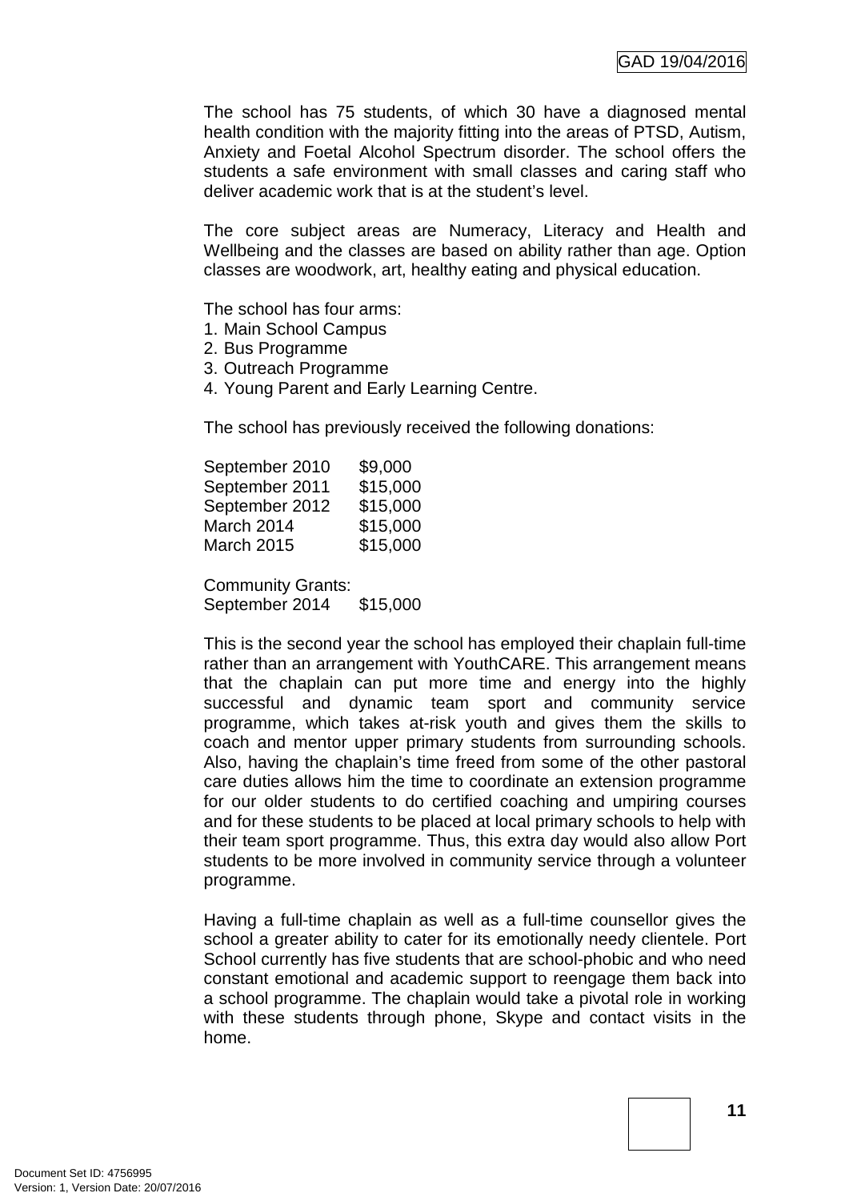The school has 75 students, of which 30 have a diagnosed mental health condition with the majority fitting into the areas of PTSD, Autism, Anxiety and Foetal Alcohol Spectrum disorder. The school offers the students a safe environment with small classes and caring staff who deliver academic work that is at the student's level.

The core subject areas are Numeracy, Literacy and Health and Wellbeing and the classes are based on ability rather than age. Option classes are woodwork, art, healthy eating and physical education.

The school has four arms:

1. Main School Campus
2. Bus Programme
3. Outreach Programme
4. Young Parent and Early Learning Centre.

The school has previously received the following donations:

| | |
|---|---|
| September 2010 | $9,000 |
| September 2011 | $15,000 |
| September 2012 | $15,000 |
| March 2014 | $15,000 |
| March 2015 | $15,000 |

Community Grants:

| | |
|---|---|
| September 2014 | $15,000 |

This is the second year the school has employed their chaplain full-time rather than an arrangement with YouthCARE. This arrangement means that the chaplain can put more time and energy into the highly successful and dynamic team sport and community service programme, which takes at-risk youth and gives them the skills to coach and mentor upper primary students from surrounding schools. Also, having the chaplain's time freed from some of the other pastoral care duties allows him the time to coordinate an extension programme for our older students to do certified coaching and umpiring courses and for these students to be placed at local primary schools to help with their team sport programme. Thus, this extra day would also allow Port students to be more involved in community service through a volunteer programme.

Having a full-time chaplain as well as a full-time counsellor gives the school a greater ability to cater for its emotionally needy clientele. Port School currently has five students that are school-phobic and who need constant emotional and academic support to reengage them back into a school programme. The chaplain would take a pivotal role in working with these students through phone, Skype and contact visits in the home.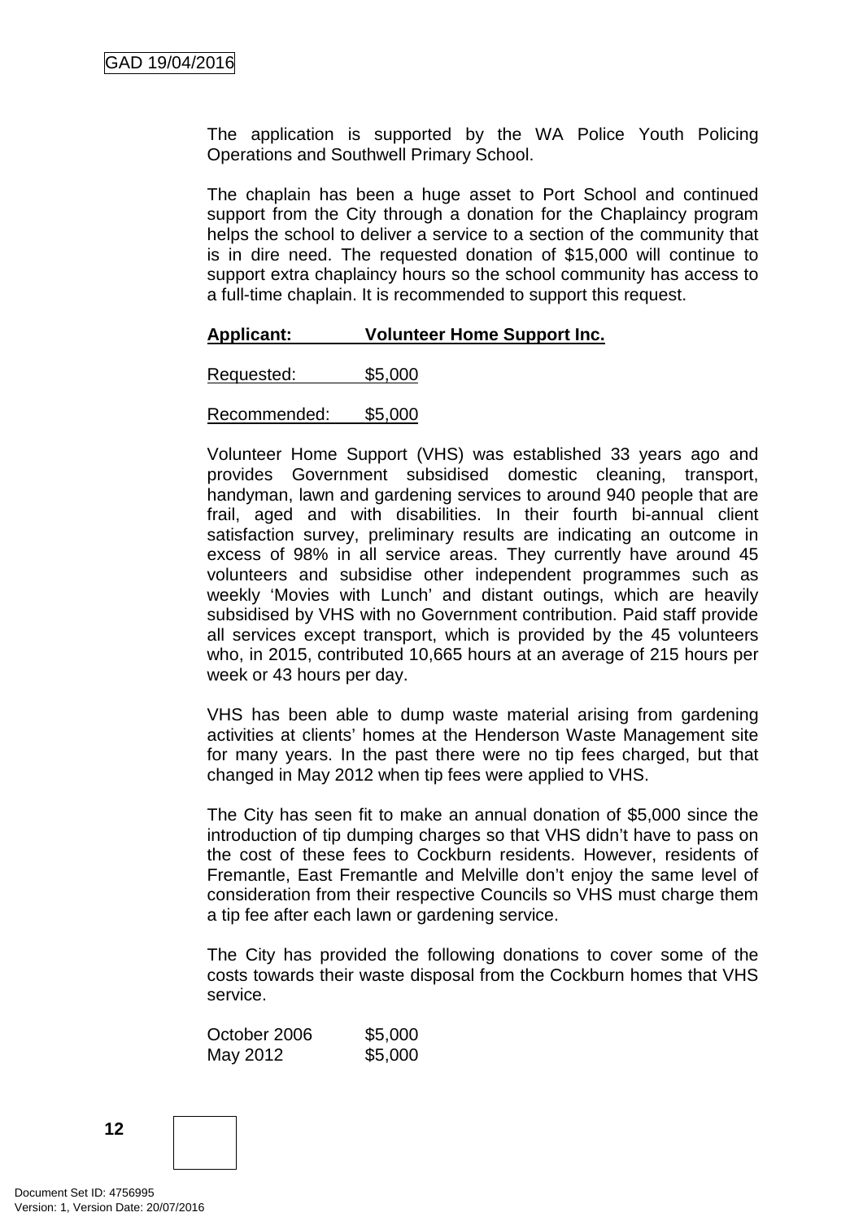The application is supported by the WA Police Youth Policing Operations and Southwell Primary School.

The chaplain has been a huge asset to Port School and continued support from the City through a donation for the Chaplaincy program helps the school to deliver a service to a section of the community that is in dire need. The requested donation of $15,000 will continue to support extra chaplaincy hours so the school community has access to a full-time chaplain. It is recommended to support this request.

**Applicant: Volunteer Home Support Inc.**

Requested: $5,000

Recommended: $5,000

Volunteer Home Support (VHS) was established 33 years ago and provides Government subsidised domestic cleaning, transport, handyman, lawn and gardening services to around 940 people that are frail, aged and with disabilities. In their fourth bi-annual client satisfaction survey, preliminary results are indicating an outcome in excess of 98% in all service areas. They currently have around 45 volunteers and subsidise other independent programmes such as weekly 'Movies with Lunch' and distant outings, which are heavily subsidised by VHS with no Government contribution. Paid staff provide all services except transport, which is provided by the 45 volunteers who, in 2015, contributed 10,665 hours at an average of 215 hours per week or 43 hours per day.

VHS has been able to dump waste material arising from gardening activities at clients' homes at the Henderson Waste Management site for many years. In the past there were no tip fees charged, but that changed in May 2012 when tip fees were applied to VHS.

The City has seen fit to make an annual donation of $5,000 since the introduction of tip dumping charges so that VHS didn't have to pass on the cost of these fees to Cockburn residents. However, residents of Fremantle, East Fremantle and Melville don't enjoy the same level of consideration from their respective Councils so VHS must charge them a tip fee after each lawn or gardening service.

The City has provided the following donations to cover some of the costs towards their waste disposal from the Cockburn homes that VHS service.

| | |
|---|---|
| October 2006 | $5,000 |
| May 2012 | $5,000 |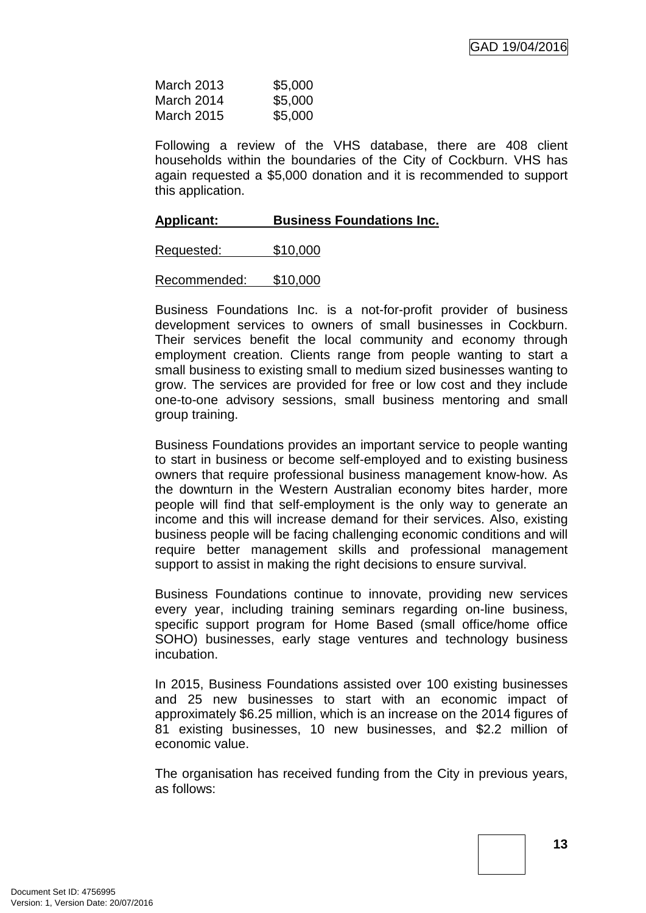| | |
|---|---|
| March 2013 | $5,000 |
| March 2014 | $5,000 |
| March 2015 | $5,000 |

Following a review of the VHS database, there are 408 client households within the boundaries of the City of Cockburn. VHS has again requested a $5,000 donation and it is recommended to support this application.

**Applicant: Business Foundations Inc.**

Requested: $10,000

Recommended: $10,000

Business Foundations Inc. is a not-for-profit provider of business development services to owners of small businesses in Cockburn. Their services benefit the local community and economy through employment creation. Clients range from people wanting to start a small business to existing small to medium sized businesses wanting to grow. The services are provided for free or low cost and they include one-to-one advisory sessions, small business mentoring and small group training.

Business Foundations provides an important service to people wanting to start in business or become self-employed and to existing business owners that require professional business management know-how. As the downturn in the Western Australian economy bites harder, more people will find that self-employment is the only way to generate an income and this will increase demand for their services. Also, existing business people will be facing challenging economic conditions and will require better management skills and professional management support to assist in making the right decisions to ensure survival.

Business Foundations continue to innovate, providing new services every year, including training seminars regarding on-line business, specific support program for Home Based (small office/home office SOHO) businesses, early stage ventures and technology business incubation.

In 2015, Business Foundations assisted over 100 existing businesses and 25 new businesses to start with an economic impact of approximately $6.25 million, which is an increase on the 2014 figures of 81 existing businesses, 10 new businesses, and $2.2 million of economic value.

The organisation has received funding from the City in previous years, as follows: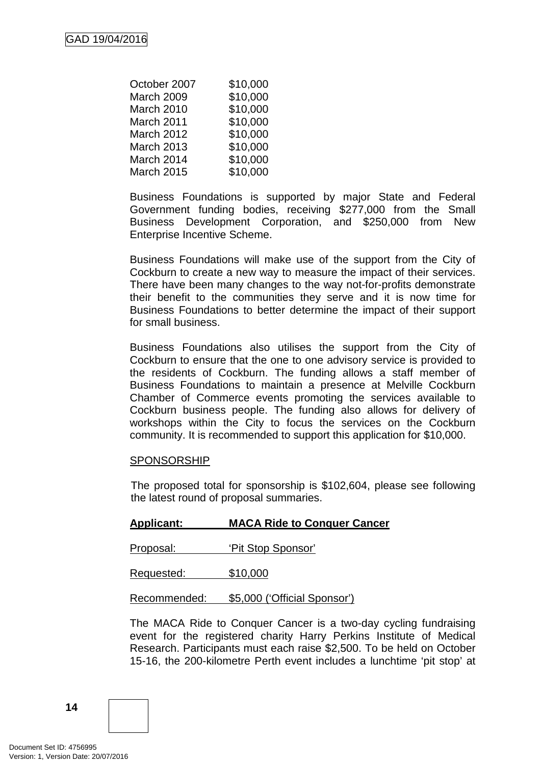| | |
|---|---|
| October 2007 | $10,000 |
| March 2009 | $10,000 |
| March 2010 | $10,000 |
| March 2011 | $10,000 |
| March 2012 | $10,000 |
| March 2013 | $10,000 |
| March 2014 | $10,000 |
| March 2015 | $10,000 |

Business Foundations is supported by major State and Federal Government funding bodies, receiving $277,000 from the Small Business Development Corporation, and $250,000 from New Enterprise Incentive Scheme.

Business Foundations will make use of the support from the City of Cockburn to create a new way to measure the impact of their services. There have been many changes to the way not-for-profits demonstrate their benefit to the communities they serve and it is now time for Business Foundations to better determine the impact of their support for small business.

Business Foundations also utilises the support from the City of Cockburn to ensure that the one to one advisory service is provided to the residents of Cockburn. The funding allows a staff member of Business Foundations to maintain a presence at Melville Cockburn Chamber of Commerce events promoting the services available to Cockburn business people. The funding also allows for delivery of workshops within the City to focus the services on the Cockburn community. It is recommended to support this application for $10,000.

SPONSORSHIP

The proposed total for sponsorship is $102,604, please see following the latest round of proposal summaries.

**Applicant: MACA Ride to Conquer Cancer**

Proposal: 'Pit Stop Sponsor'

Requested: $10,000

Recommended: $5,000 ('Official Sponsor')

The MACA Ride to Conquer Cancer is a two-day cycling fundraising event for the registered charity Harry Perkins Institute of Medical Research. Participants must each raise $2,500. To be held on October 15-16, the 200-kilometre Perth event includes a lunchtime 'pit stop' at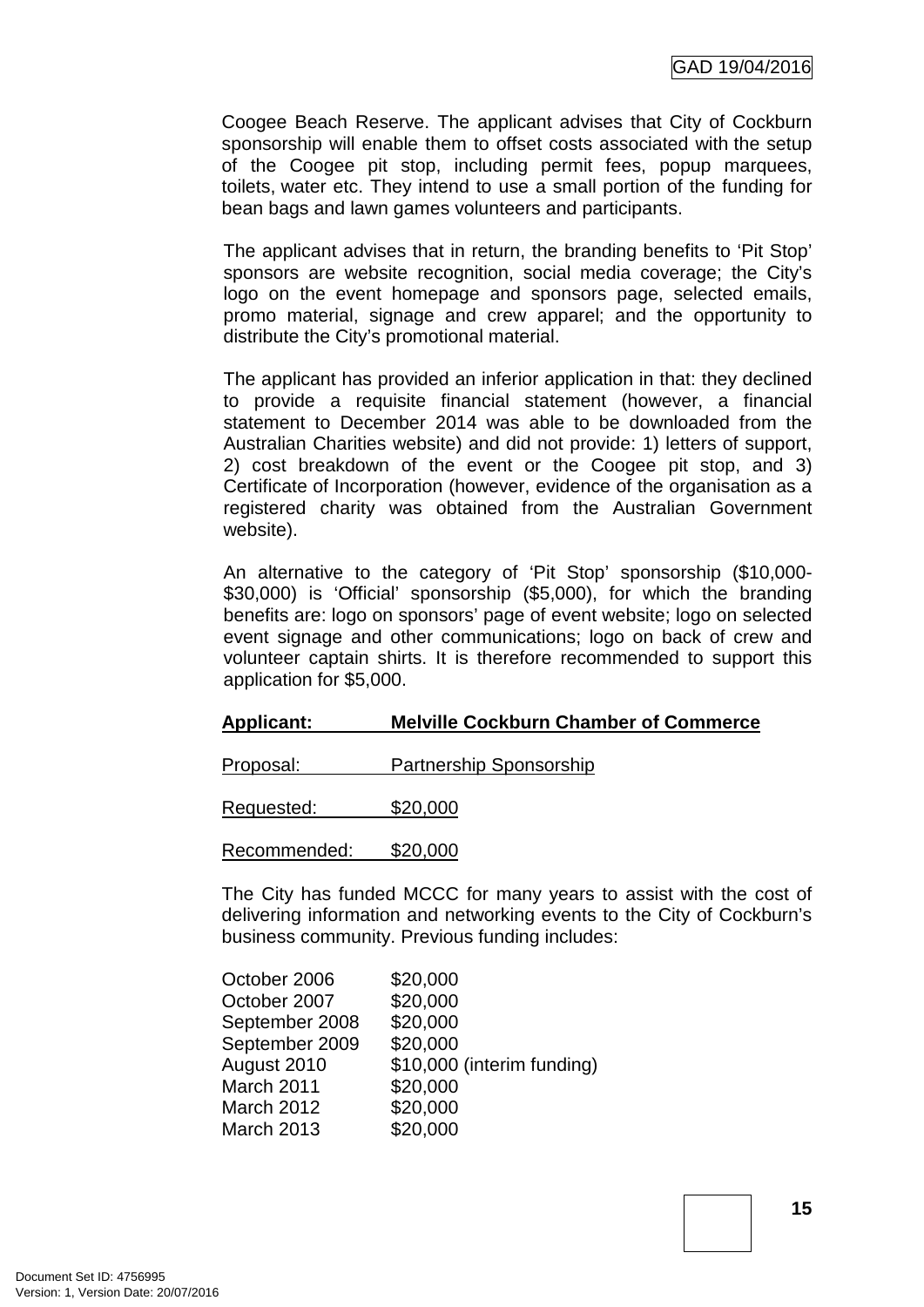Coogee Beach Reserve. The applicant advises that City of Cockburn sponsorship will enable them to offset costs associated with the setup of the Coogee pit stop, including permit fees, popup marquees, toilets, water etc. They intend to use a small portion of the funding for bean bags and lawn games volunteers and participants.

The applicant advises that in return, the branding benefits to 'Pit Stop' sponsors are website recognition, social media coverage; the City's logo on the event homepage and sponsors page, selected emails, promo material, signage and crew apparel; and the opportunity to distribute the City's promotional material.

The applicant has provided an inferior application in that: they declined to provide a requisite financial statement (however, a financial statement to December 2014 was able to be downloaded from the Australian Charities website) and did not provide: 1) letters of support, 2) cost breakdown of the event or the Coogee pit stop, and 3) Certificate of Incorporation (however, evidence of the organisation as a registered charity was obtained from the Australian Government website).

An alternative to the category of 'Pit Stop' sponsorship ($10,000-$30,000) is 'Official' sponsorship ($5,000), for which the branding benefits are: logo on sponsors' page of event website; logo on selected event signage and other communications; logo on back of crew and volunteer captain shirts. It is therefore recommended to support this application for $5,000.

**Applicant: Melville Cockburn Chamber of Commerce**

Proposal: Partnership Sponsorship

Requested: $20,000

Recommended: $20,000

The City has funded MCCC for many years to assist with the cost of delivering information and networking events to the City of Cockburn's business community. Previous funding includes:

| | |
|---|---|
| October 2006 | $20,000 |
| October 2007 | $20,000 |
| September 2008 | $20,000 |
| September 2009 | $20,000 |
| August 2010 | $10,000 (interim funding) |
| March 2011 | $20,000 |
| March 2012 | $20,000 |
| March 2013 | $20,000 |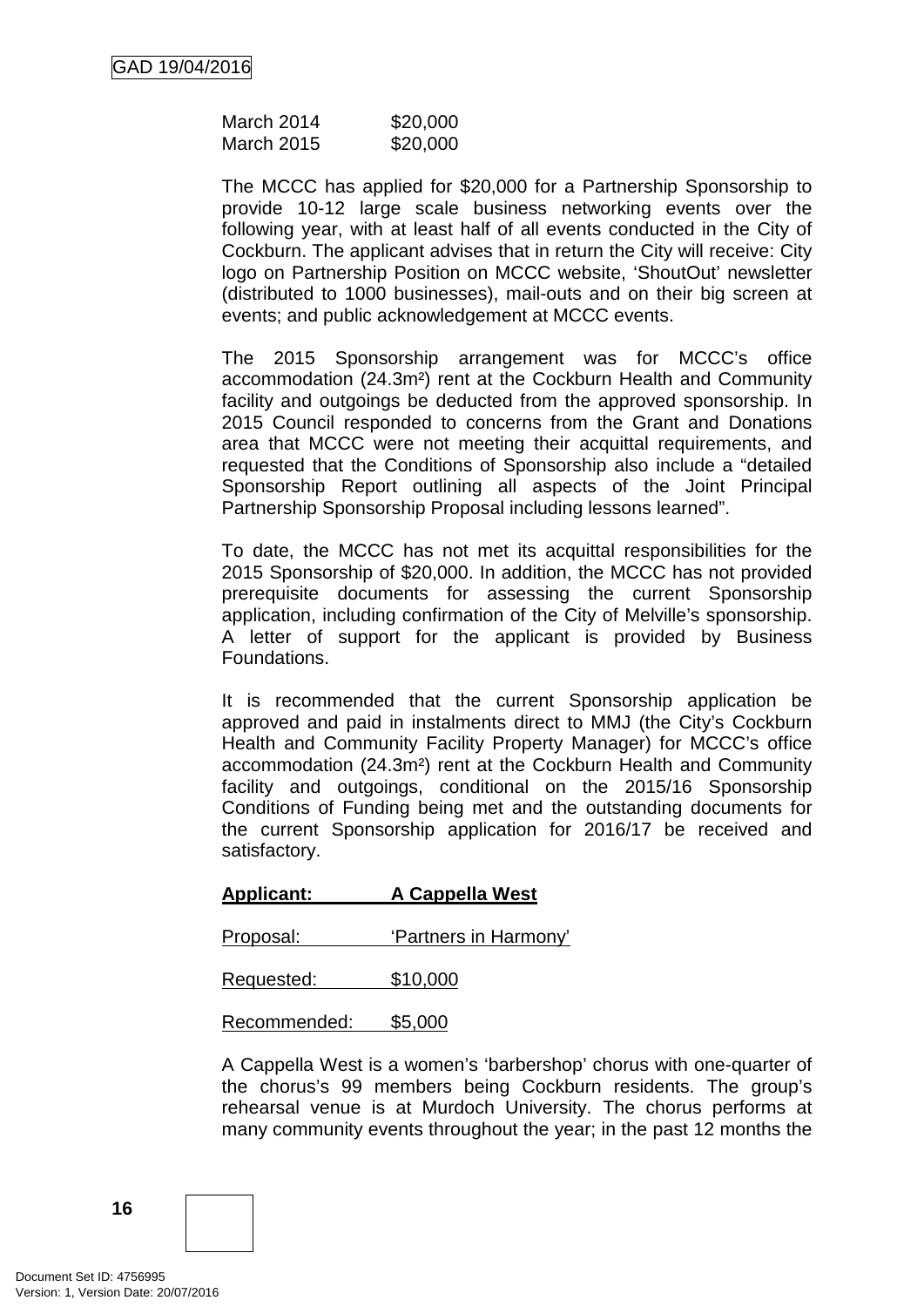| | |
|---|---|
| March 2014 | \$20,000 |
| March 2015 | \$20,000 |

The MCCC has applied for \$20,000 for a Partnership Sponsorship to provide 10-12 large scale business networking events over the following year, with at least half of all events conducted in the City of Cockburn. The applicant advises that in return the City will receive: City logo on Partnership Position on MCCC website, 'ShoutOut' newsletter (distributed to 1000 businesses), mail-outs and on their big screen at events; and public acknowledgement at MCCC events.

The 2015 Sponsorship arrangement was for MCCC's office accommodation (24.3m²) rent at the Cockburn Health and Community facility and outgoings be deducted from the approved sponsorship. In 2015 Council responded to concerns from the Grant and Donations area that MCCC were not meeting their acquittal requirements, and requested that the Conditions of Sponsorship also include a "detailed Sponsorship Report outlining all aspects of the Joint Principal Partnership Sponsorship Proposal including lessons learned".

To date, the MCCC has not met its acquittal responsibilities for the 2015 Sponsorship of \$20,000. In addition, the MCCC has not provided prerequisite documents for assessing the current Sponsorship application, including confirmation of the City of Melville's sponsorship. A letter of support for the applicant is provided by Business Foundations.

It is recommended that the current Sponsorship application be approved and paid in instalments direct to MMJ (the City's Cockburn Health and Community Facility Property Manager) for MCCC's office accommodation (24.3m²) rent at the Cockburn Health and Community facility and outgoings, conditional on the 2015/16 Sponsorship Conditions of Funding being met and the outstanding documents for the current Sponsorship application for 2016/17 be received and satisfactory.

**Applicant: A Cappella West**

Proposal: 'Partners in Harmony'

Requested: \$10,000

Recommended: \$5,000

A Cappella West is a women's 'barbershop' chorus with one-quarter of the chorus's 99 members being Cockburn residents. The group's rehearsal venue is at Murdoch University. The chorus performs at many community events throughout the year; in the past 12 months the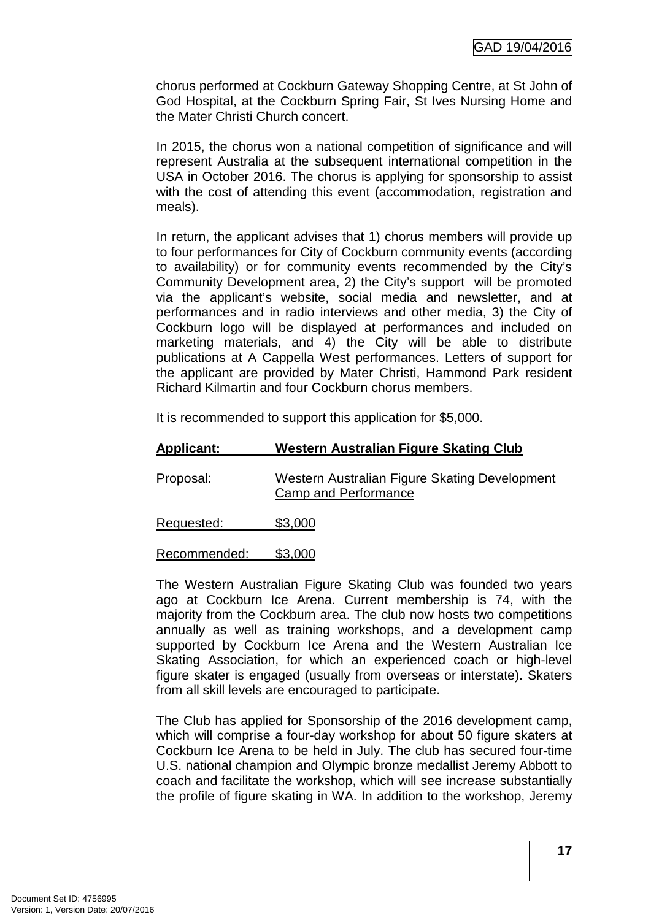chorus performed at Cockburn Gateway Shopping Centre, at St John of God Hospital, at the Cockburn Spring Fair, St Ives Nursing Home and the Mater Christi Church concert.

In 2015, the chorus won a national competition of significance and will represent Australia at the subsequent international competition in the USA in October 2016. The chorus is applying for sponsorship to assist with the cost of attending this event (accommodation, registration and meals).

In return, the applicant advises that 1) chorus members will provide up to four performances for City of Cockburn community events (according to availability) or for community events recommended by the City's Community Development area, 2) the City's support will be promoted via the applicant's website, social media and newsletter, and at performances and in radio interviews and other media, 3) the City of Cockburn logo will be displayed at performances and included on marketing materials, and 4) the City will be able to distribute publications at A Cappella West performances. Letters of support for the applicant are provided by Mater Christi, Hammond Park resident Richard Kilmartin and four Cockburn chorus members.

It is recommended to support this application for $5,000.

**Applicant: Western Australian Figure Skating Club**

Proposal: Western Australian Figure Skating Development Camp and Performance

Requested: $3,000

Recommended: $3,000

The Western Australian Figure Skating Club was founded two years ago at Cockburn Ice Arena. Current membership is 74, with the majority from the Cockburn area. The club now hosts two competitions annually as well as training workshops, and a development camp supported by Cockburn Ice Arena and the Western Australian Ice Skating Association, for which an experienced coach or high-level figure skater is engaged (usually from overseas or interstate). Skaters from all skill levels are encouraged to participate.

The Club has applied for Sponsorship of the 2016 development camp, which will comprise a four-day workshop for about 50 figure skaters at Cockburn Ice Arena to be held in July. The club has secured four-time U.S. national champion and Olympic bronze medallist Jeremy Abbott to coach and facilitate the workshop, which will see increase substantially the profile of figure skating in WA. In addition to the workshop, Jeremy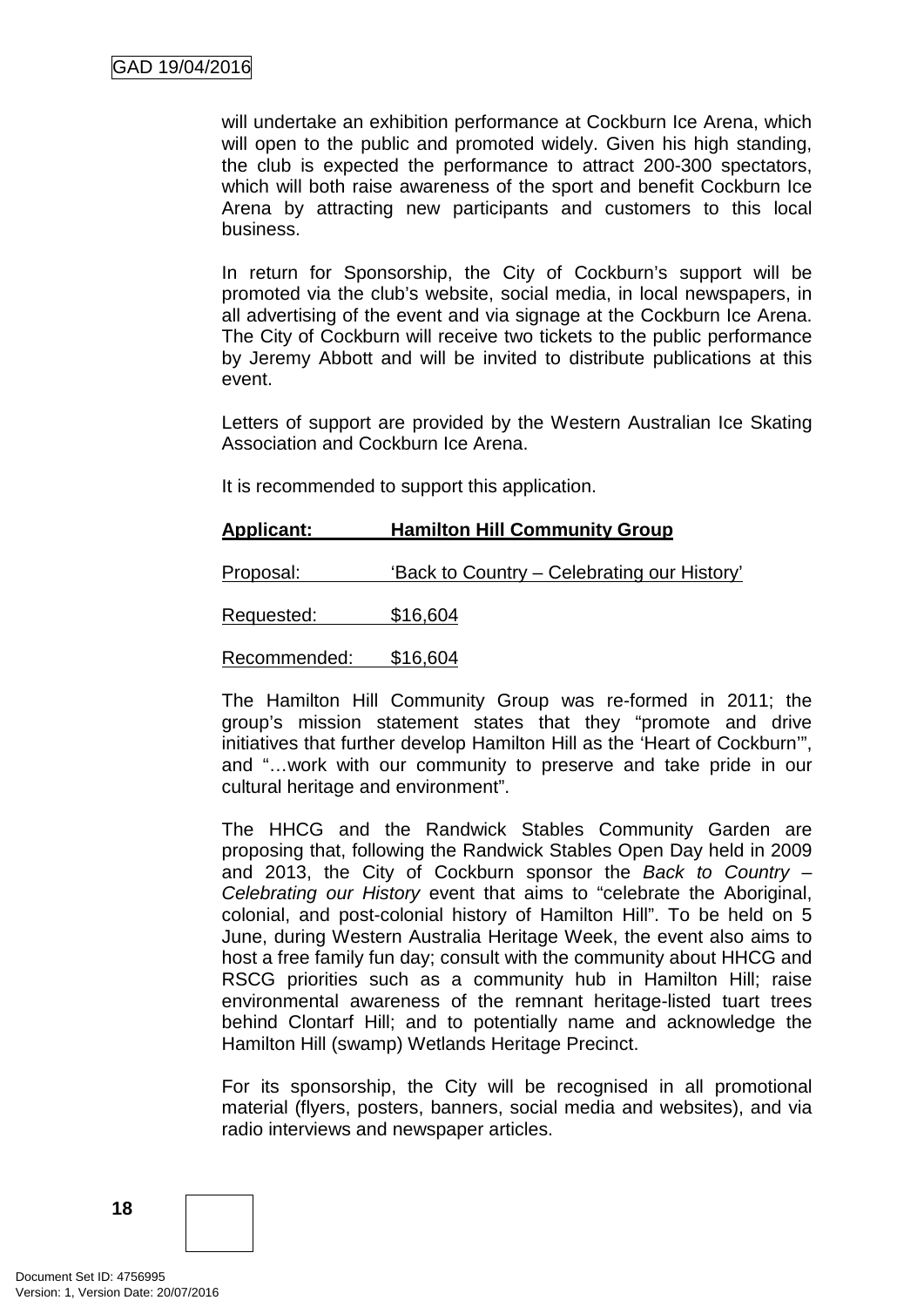will undertake an exhibition performance at Cockburn Ice Arena, which will open to the public and promoted widely. Given his high standing, the club is expected the performance to attract 200-300 spectators, which will both raise awareness of the sport and benefit Cockburn Ice Arena by attracting new participants and customers to this local business.

In return for Sponsorship, the City of Cockburn's support will be promoted via the club's website, social media, in local newspapers, in all advertising of the event and via signage at the Cockburn Ice Arena. The City of Cockburn will receive two tickets to the public performance by Jeremy Abbott and will be invited to distribute publications at this event.

Letters of support are provided by the Western Australian Ice Skating Association and Cockburn Ice Arena.

It is recommended to support this application.

**Applicant: Hamilton Hill Community Group**

Proposal: 'Back to Country – Celebrating our History'

Requested: $16,604

Recommended: $16,604

The Hamilton Hill Community Group was re-formed in 2011; the group's mission statement states that they "promote and drive initiatives that further develop Hamilton Hill as the 'Heart of Cockburn'", and "…work with our community to preserve and take pride in our cultural heritage and environment".

The HHCG and the Randwick Stables Community Garden are proposing that, following the Randwick Stables Open Day held in 2009 and 2013, the City of Cockburn sponsor the *Back to Country – Celebrating our History* event that aims to "celebrate the Aboriginal, colonial, and post-colonial history of Hamilton Hill". To be held on 5 June, during Western Australia Heritage Week, the event also aims to host a free family fun day; consult with the community about HHCG and RSCG priorities such as a community hub in Hamilton Hill; raise environmental awareness of the remnant heritage-listed tuart trees behind Clontarf Hill; and to potentially name and acknowledge the Hamilton Hill (swamp) Wetlands Heritage Precinct.

For its sponsorship, the City will be recognised in all promotional material (flyers, posters, banners, social media and websites), and via radio interviews and newspaper articles.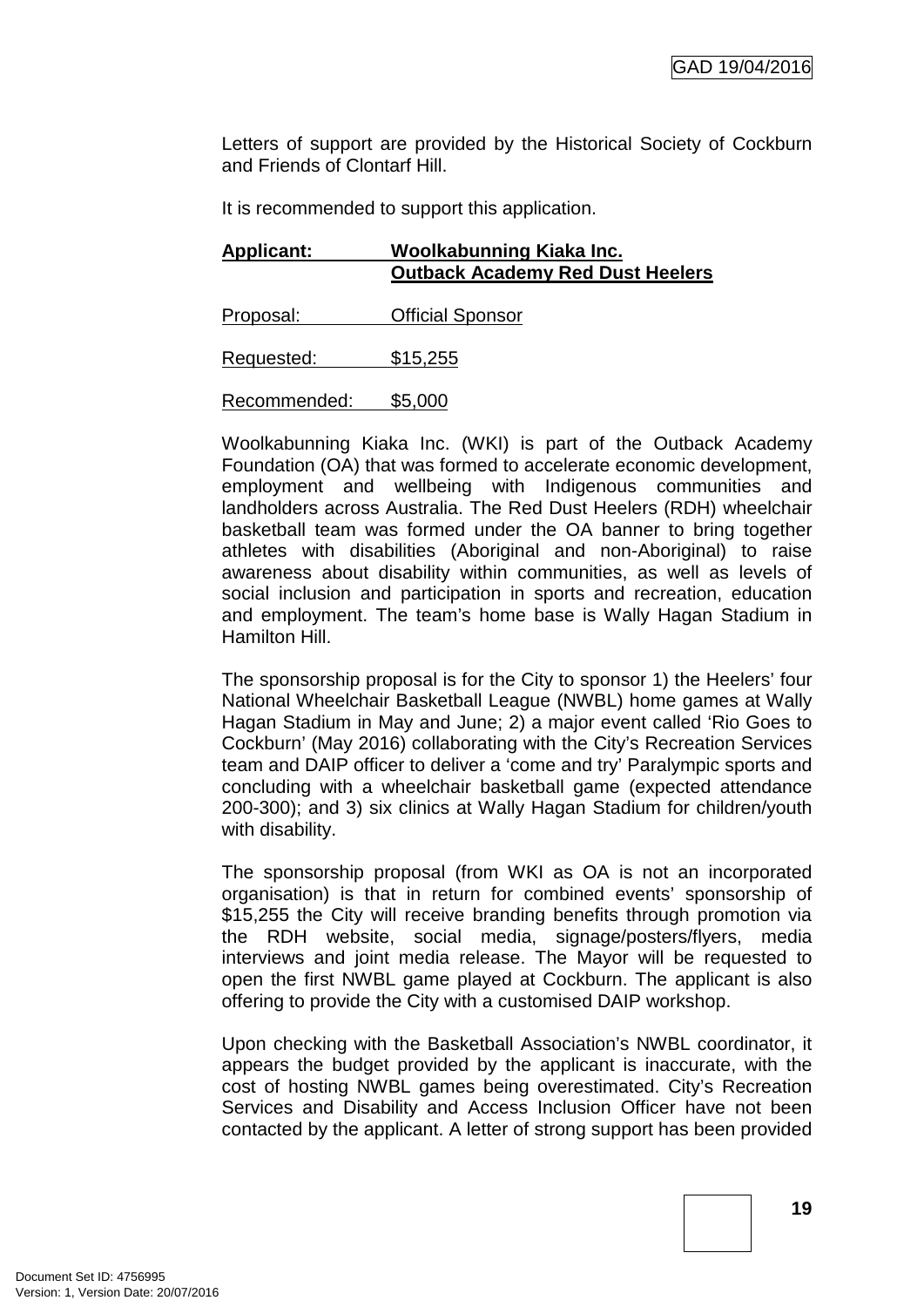Letters of support are provided by the Historical Society of Cockburn and Friends of Clontarf Hill.

It is recommended to support this application.

**Applicant: Woolkabunning Kiaka Inc.**
**Outback Academy Red Dust Heelers**

Proposal: Official Sponsor

Requested: $15,255

Recommended: $5,000

Woolkabunning Kiaka Inc. (WKI) is part of the Outback Academy Foundation (OA) that was formed to accelerate economic development, employment and wellbeing with Indigenous communities and landholders across Australia. The Red Dust Heelers (RDH) wheelchair basketball team was formed under the OA banner to bring together athletes with disabilities (Aboriginal and non-Aboriginal) to raise awareness about disability within communities, as well as levels of social inclusion and participation in sports and recreation, education and employment. The team's home base is Wally Hagan Stadium in Hamilton Hill.

The sponsorship proposal is for the City to sponsor 1) the Heelers' four National Wheelchair Basketball League (NWBL) home games at Wally Hagan Stadium in May and June; 2) a major event called 'Rio Goes to Cockburn' (May 2016) collaborating with the City's Recreation Services team and DAIP officer to deliver a 'come and try' Paralympic sports and concluding with a wheelchair basketball game (expected attendance 200-300); and 3) six clinics at Wally Hagan Stadium for children/youth with disability.

The sponsorship proposal (from WKI as OA is not an incorporated organisation) is that in return for combined events' sponsorship of $15,255 the City will receive branding benefits through promotion via the RDH website, social media, signage/posters/flyers, media interviews and joint media release. The Mayor will be requested to open the first NWBL game played at Cockburn. The applicant is also offering to provide the City with a customised DAIP workshop.

Upon checking with the Basketball Association's NWBL coordinator, it appears the budget provided by the applicant is inaccurate, with the cost of hosting NWBL games being overestimated. City's Recreation Services and Disability and Access Inclusion Officer have not been contacted by the applicant. A letter of strong support has been provided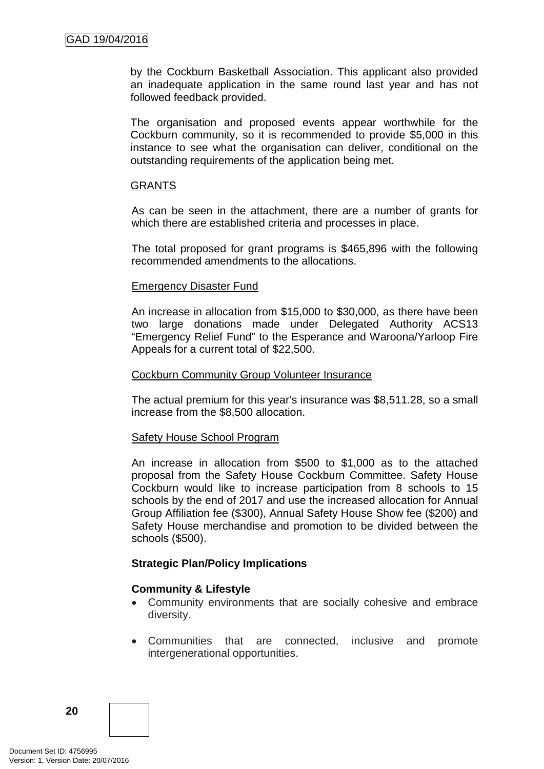by the Cockburn Basketball Association. This applicant also provided an inadequate application in the same round last year and has not followed feedback provided.

The organisation and proposed events appear worthwhile for the Cockburn community, so it is recommended to provide $5,000 in this instance to see what the organisation can deliver, conditional on the outstanding requirements of the application being met.

<u>GRANTS</u>

As can be seen in the attachment, there are a number of grants for which there are established criteria and processes in place.

The total proposed for grant programs is $465,896 with the following recommended amendments to the allocations.

<u>Emergency Disaster Fund</u>

An increase in allocation from $15,000 to $30,000, as there have been two large donations made under Delegated Authority ACS13 "Emergency Relief Fund" to the Esperance and Waroona/Yarloop Fire Appeals for a current total of $22,500.

<u>Cockburn Community Group Volunteer Insurance</u>

The actual premium for this year's insurance was $8,511.28, so a small increase from the $8,500 allocation.

<u>Safety House School Program</u>

An increase in allocation from $500 to $1,000 as to the attached proposal from the Safety House Cockburn Committee. Safety House Cockburn would like to increase participation from 8 schools to 15 schools by the end of 2017 and use the increased allocation for Annual Group Affiliation fee ($300), Annual Safety House Show fee ($200) and Safety House merchandise and promotion to be divided between the schools ($500).

**Strategic Plan/Policy Implications**

**Community & Lifestyle**

- Community environments that are socially cohesive and embrace diversity.
- Communities that are connected, inclusive and promote intergenerational opportunities.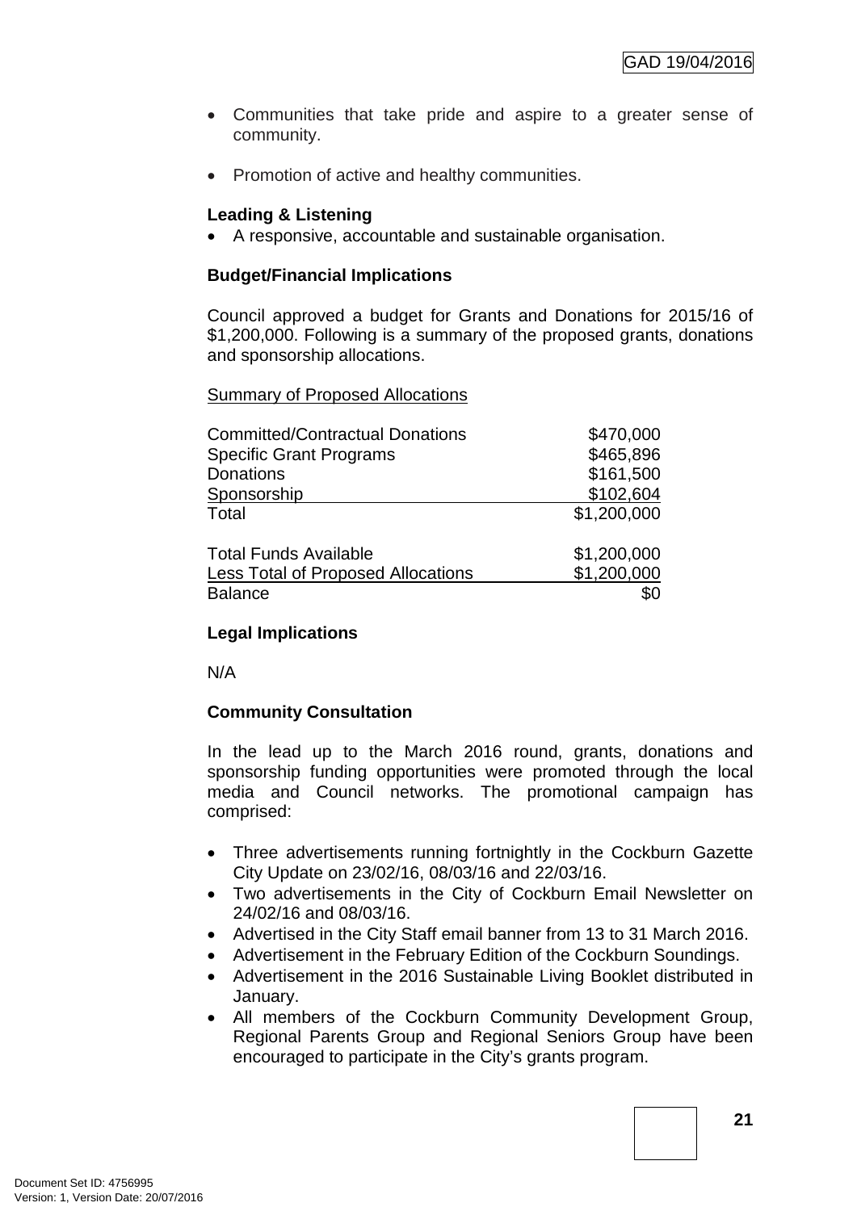- Communities that take pride and aspire to a greater sense of community.

- Promotion of active and healthy communities.

**Leading & Listening**

- A responsive, accountable and sustainable organisation.

**Budget/Financial Implications**

Council approved a budget for Grants and Donations for 2015/16 of $1,200,000. Following is a summary of the proposed grants, donations and sponsorship allocations.

Summary of Proposed Allocations

| | |
|---|---|
| Committed/Contractual Donations | $470,000 |
| Specific Grant Programs | $465,896 |
| Donations | $161,500 |
| Sponsorship | $102,604 |
| Total | $1,200,000 |
| | |
| Total Funds Available | $1,200,000 |
| Less Total of Proposed Allocations | $1,200,000 |
| Balance | $0 |

**Legal Implications**

N/A

**Community Consultation**

In the lead up to the March 2016 round, grants, donations and sponsorship funding opportunities were promoted through the local media and Council networks. The promotional campaign has comprised:

- Three advertisements running fortnightly in the Cockburn Gazette City Update on 23/02/16, 08/03/16 and 22/03/16.
- Two advertisements in the City of Cockburn Email Newsletter on 24/02/16 and 08/03/16.
- Advertised in the City Staff email banner from 13 to 31 March 2016.
- Advertisement in the February Edition of the Cockburn Soundings.
- Advertisement in the 2016 Sustainable Living Booklet distributed in January.
- All members of the Cockburn Community Development Group, Regional Parents Group and Regional Seniors Group have been encouraged to participate in the City's grants program.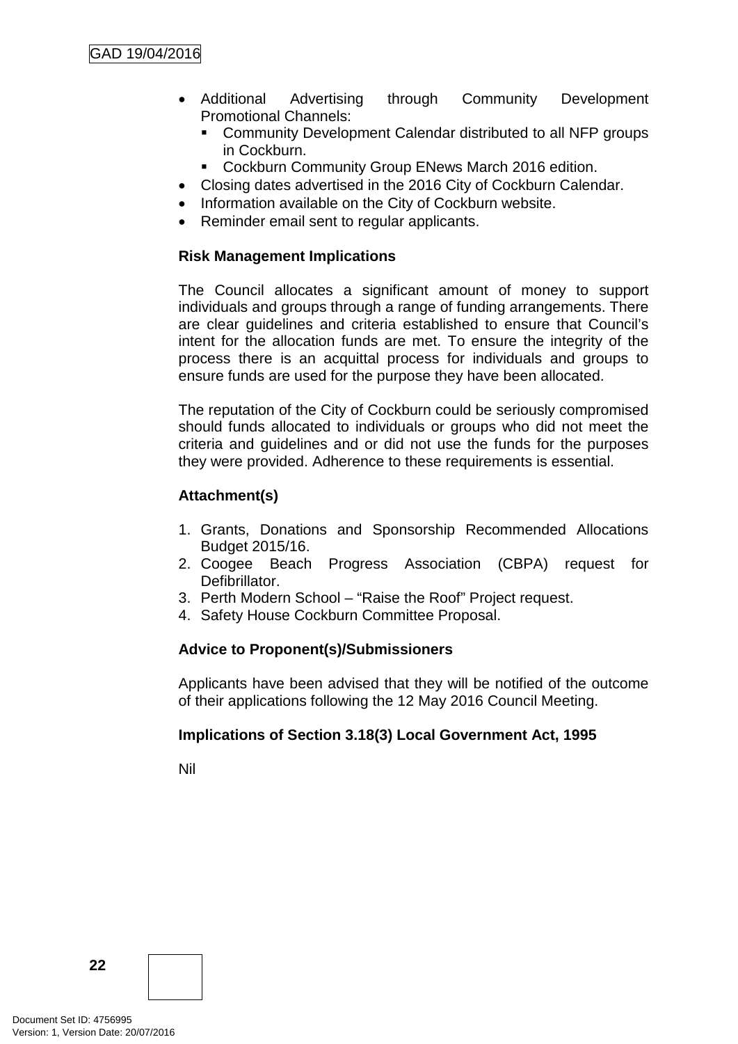- Additional Advertising through Community Development Promotional Channels:
  - Community Development Calendar distributed to all NFP groups in Cockburn.
  - Cockburn Community Group ENews March 2016 edition.
- Closing dates advertised in the 2016 City of Cockburn Calendar.
- Information available on the City of Cockburn website.
- Reminder email sent to regular applicants.

**Risk Management Implications**

The Council allocates a significant amount of money to support individuals and groups through a range of funding arrangements. There are clear guidelines and criteria established to ensure that Council's intent for the allocation funds are met. To ensure the integrity of the process there is an acquittal process for individuals and groups to ensure funds are used for the purpose they have been allocated.

The reputation of the City of Cockburn could be seriously compromised should funds allocated to individuals or groups who did not meet the criteria and guidelines and or did not use the funds for the purposes they were provided. Adherence to these requirements is essential.

**Attachment(s)**

1. Grants, Donations and Sponsorship Recommended Allocations Budget 2015/16.
2. Coogee Beach Progress Association (CBPA) request for Defibrillator.
3. Perth Modern School – "Raise the Roof" Project request.
4. Safety House Cockburn Committee Proposal.

**Advice to Proponent(s)/Submissioners**

Applicants have been advised that they will be notified of the outcome of their applications following the 12 May 2016 Council Meeting.

**Implications of Section 3.18(3) Local Government Act, 1995**

Nil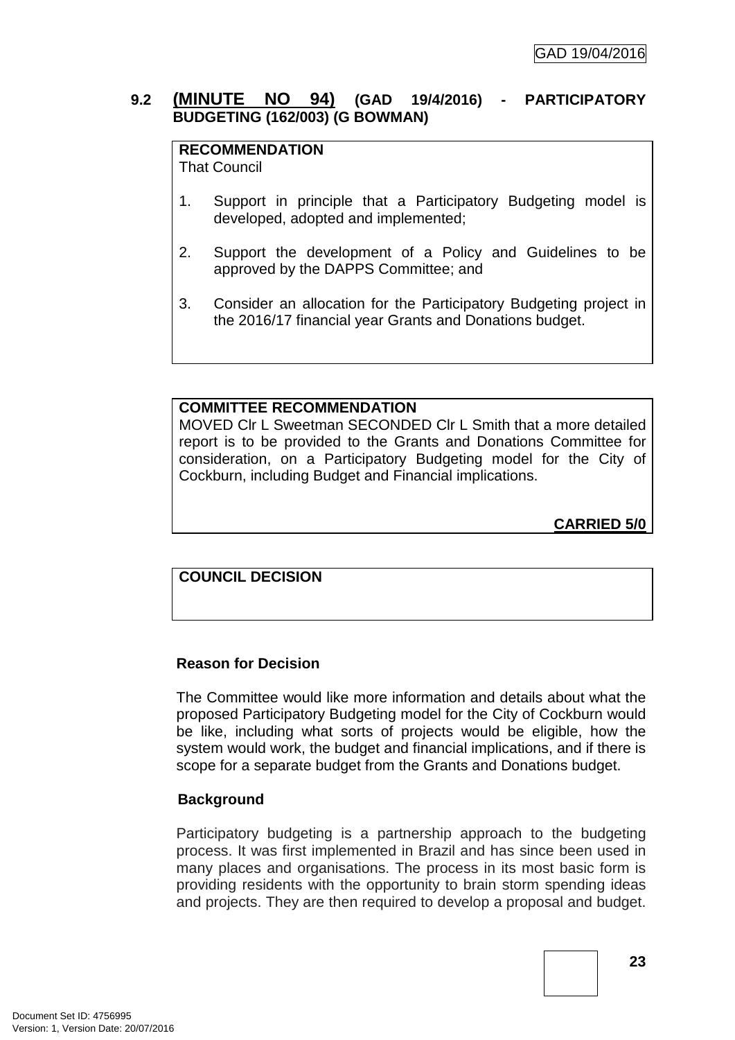## 9.2 (MINUTE NO 94) (GAD 19/4/2016) - PARTICIPATORY BUDGETING (162/003) (G BOWMAN)

**RECOMMENDATION**
That Council

1. Support in principle that a Participatory Budgeting model is developed, adopted and implemented;

2. Support the development of a Policy and Guidelines to be approved by the DAPPS Committee; and

3. Consider an allocation for the Participatory Budgeting project in the 2016/17 financial year Grants and Donations budget.

**COMMITTEE RECOMMENDATION**
MOVED Clr L Sweetman SECONDED Clr L Smith that a more detailed report is to be provided to the Grants and Donations Committee for consideration, on a Participatory Budgeting model for the City of Cockburn, including Budget and Financial implications.

**CARRIED 5/0**

**COUNCIL DECISION**

**Reason for Decision**

The Committee would like more information and details about what the proposed Participatory Budgeting model for the City of Cockburn would be like, including what sorts of projects would be eligible, how the system would work, the budget and financial implications, and if there is scope for a separate budget from the Grants and Donations budget.

**Background**

Participatory budgeting is a partnership approach to the budgeting process. It was first implemented in Brazil and has since been used in many places and organisations. The process in its most basic form is providing residents with the opportunity to brain storm spending ideas and projects. They are then required to develop a proposal and budget.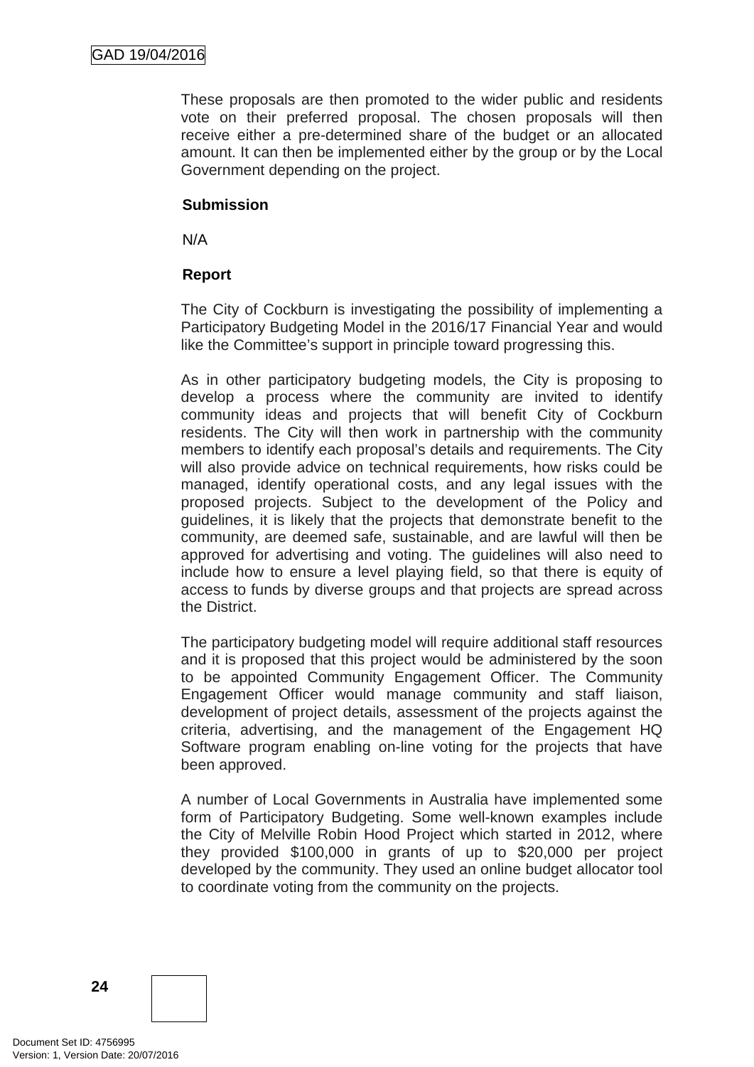These proposals are then promoted to the wider public and residents vote on their preferred proposal. The chosen proposals will then receive either a pre-determined share of the budget or an allocated amount. It can then be implemented either by the group or by the Local Government depending on the project.

**Submission**

N/A

**Report**

The City of Cockburn is investigating the possibility of implementing a Participatory Budgeting Model in the 2016/17 Financial Year and would like the Committee's support in principle toward progressing this.

As in other participatory budgeting models, the City is proposing to develop a process where the community are invited to identify community ideas and projects that will benefit City of Cockburn residents. The City will then work in partnership with the community members to identify each proposal's details and requirements. The City will also provide advice on technical requirements, how risks could be managed, identify operational costs, and any legal issues with the proposed projects. Subject to the development of the Policy and guidelines, it is likely that the projects that demonstrate benefit to the community, are deemed safe, sustainable, and are lawful will then be approved for advertising and voting. The guidelines will also need to include how to ensure a level playing field, so that there is equity of access to funds by diverse groups and that projects are spread across the District.

The participatory budgeting model will require additional staff resources and it is proposed that this project would be administered by the soon to be appointed Community Engagement Officer. The Community Engagement Officer would manage community and staff liaison, development of project details, assessment of the projects against the criteria, advertising, and the management of the Engagement HQ Software program enabling on-line voting for the projects that have been approved.

A number of Local Governments in Australia have implemented some form of Participatory Budgeting. Some well-known examples include the City of Melville Robin Hood Project which started in 2012, where they provided $100,000 in grants of up to $20,000 per project developed by the community. They used an online budget allocator tool to coordinate voting from the community on the projects.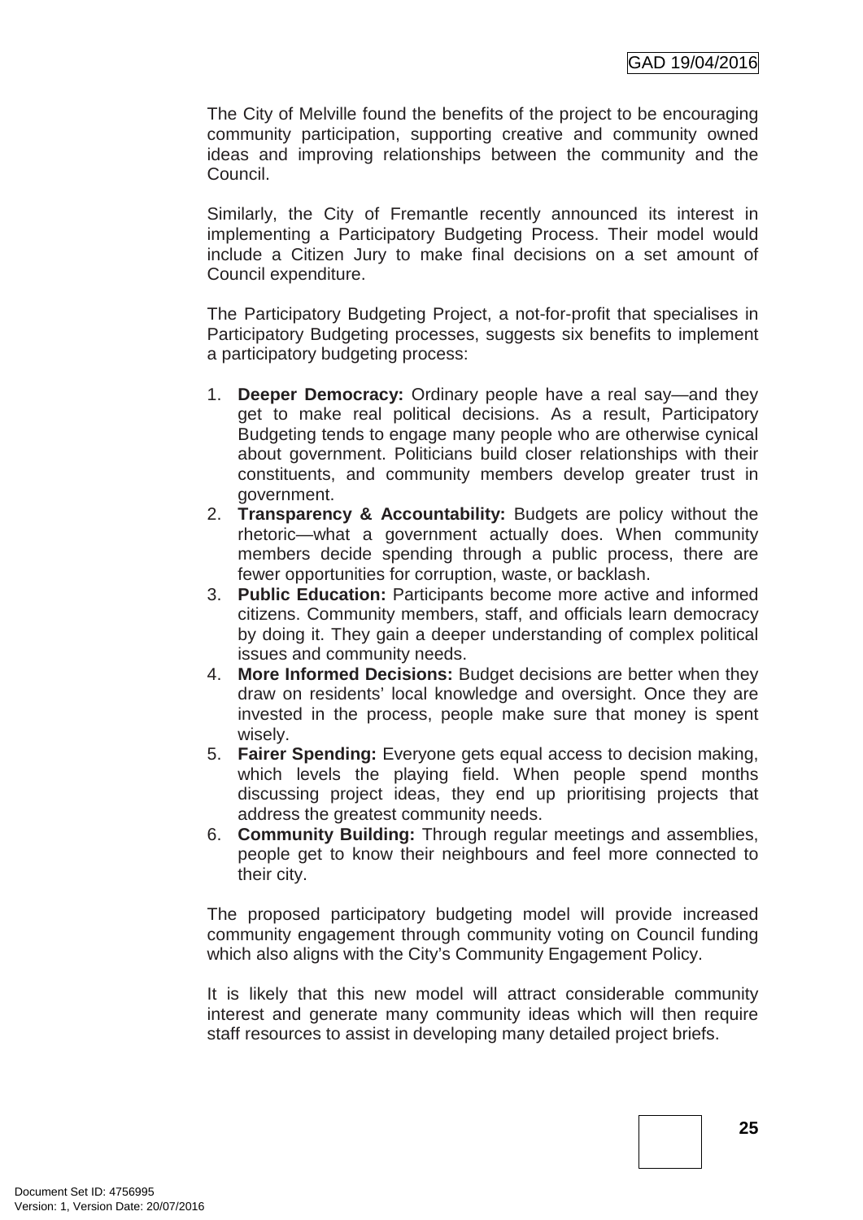The City of Melville found the benefits of the project to be encouraging community participation, supporting creative and community owned ideas and improving relationships between the community and the Council.

Similarly, the City of Fremantle recently announced its interest in implementing a Participatory Budgeting Process. Their model would include a Citizen Jury to make final decisions on a set amount of Council expenditure.

The Participatory Budgeting Project, a not-for-profit that specialises in Participatory Budgeting processes, suggests six benefits to implement a participatory budgeting process:

1. **Deeper Democracy:** Ordinary people have a real say—and they get to make real political decisions. As a result, Participatory Budgeting tends to engage many people who are otherwise cynical about government. Politicians build closer relationships with their constituents, and community members develop greater trust in government.
2. **Transparency & Accountability:** Budgets are policy without the rhetoric—what a government actually does. When community members decide spending through a public process, there are fewer opportunities for corruption, waste, or backlash.
3. **Public Education:** Participants become more active and informed citizens. Community members, staff, and officials learn democracy by doing it. They gain a deeper understanding of complex political issues and community needs.
4. **More Informed Decisions:** Budget decisions are better when they draw on residents' local knowledge and oversight. Once they are invested in the process, people make sure that money is spent wisely.
5. **Fairer Spending:** Everyone gets equal access to decision making, which levels the playing field. When people spend months discussing project ideas, they end up prioritising projects that address the greatest community needs.
6. **Community Building:** Through regular meetings and assemblies, people get to know their neighbours and feel more connected to their city.

The proposed participatory budgeting model will provide increased community engagement through community voting on Council funding which also aligns with the City's Community Engagement Policy.

It is likely that this new model will attract considerable community interest and generate many community ideas which will then require staff resources to assist in developing many detailed project briefs.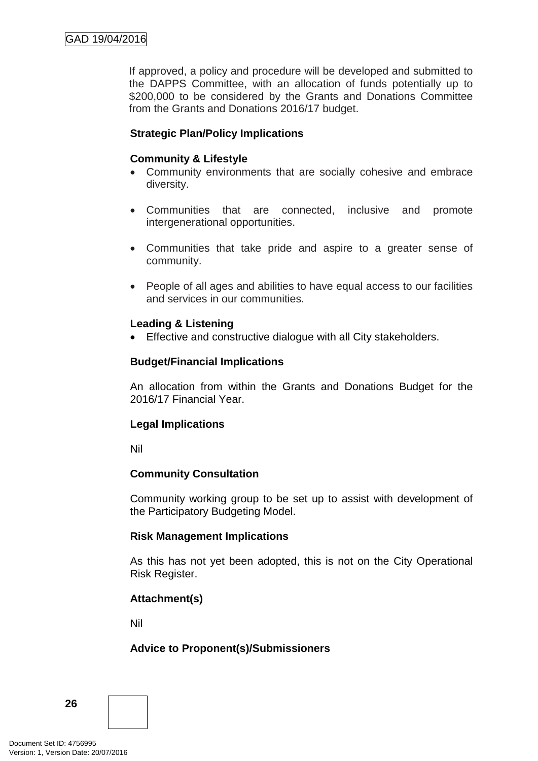If approved, a policy and procedure will be developed and submitted to the DAPPS Committee, with an allocation of funds potentially up to $200,000 to be considered by the Grants and Donations Committee from the Grants and Donations 2016/17 budget.

**Strategic Plan/Policy Implications**

**Community & Lifestyle**

- Community environments that are socially cohesive and embrace diversity.
- Communities that are connected, inclusive and promote intergenerational opportunities.
- Communities that take pride and aspire to a greater sense of community.
- People of all ages and abilities to have equal access to our facilities and services in our communities.

**Leading & Listening**

- Effective and constructive dialogue with all City stakeholders.

**Budget/Financial Implications**

An allocation from within the Grants and Donations Budget for the 2016/17 Financial Year.

**Legal Implications**

Nil

**Community Consultation**

Community working group to be set up to assist with development of the Participatory Budgeting Model.

**Risk Management Implications**

As this has not yet been adopted, this is not on the City Operational Risk Register.

**Attachment(s)**

Nil

**Advice to Proponent(s)/Submissioners**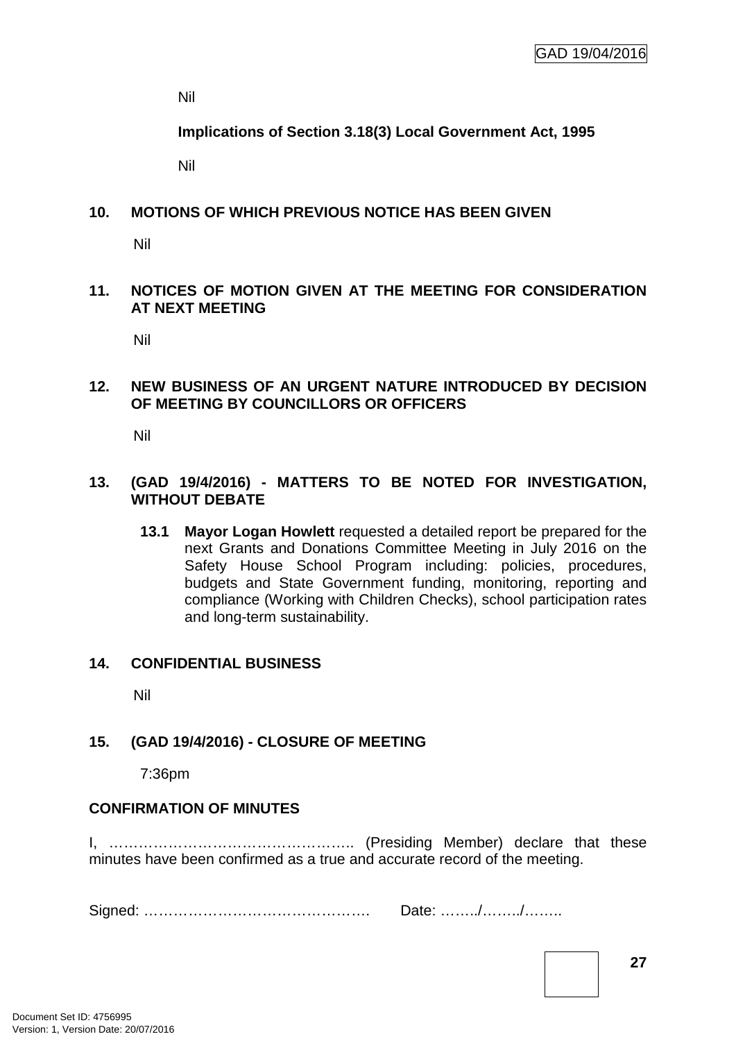Nil

**Implications of Section 3.18(3) Local Government Act, 1995**

Nil

## 10. MOTIONS OF WHICH PREVIOUS NOTICE HAS BEEN GIVEN

Nil

## 11. NOTICES OF MOTION GIVEN AT THE MEETING FOR CONSIDERATION AT NEXT MEETING

Nil

## 12. NEW BUSINESS OF AN URGENT NATURE INTRODUCED BY DECISION OF MEETING BY COUNCILLORS OR OFFICERS

Nil

## 13. (GAD 19/4/2016) - MATTERS TO BE NOTED FOR INVESTIGATION, WITHOUT DEBATE

**13.1** **Mayor Logan Howlett** requested a detailed report be prepared for the next Grants and Donations Committee Meeting in July 2016 on the Safety House School Program including: policies, procedures, budgets and State Government funding, monitoring, reporting and compliance (Working with Children Checks), school participation rates and long-term sustainability.

## 14. CONFIDENTIAL BUSINESS

Nil

## 15. (GAD 19/4/2016) - CLOSURE OF MEETING

7:36pm

**CONFIRMATION OF MINUTES**

I, ………………………………………….. (Presiding Member) declare that these minutes have been confirmed as a true and accurate record of the meeting.

Signed: ……………………………………….    Date: ……../……../……..

Document Set ID: 4756995
Version: 1, Version Date: 20/07/2016